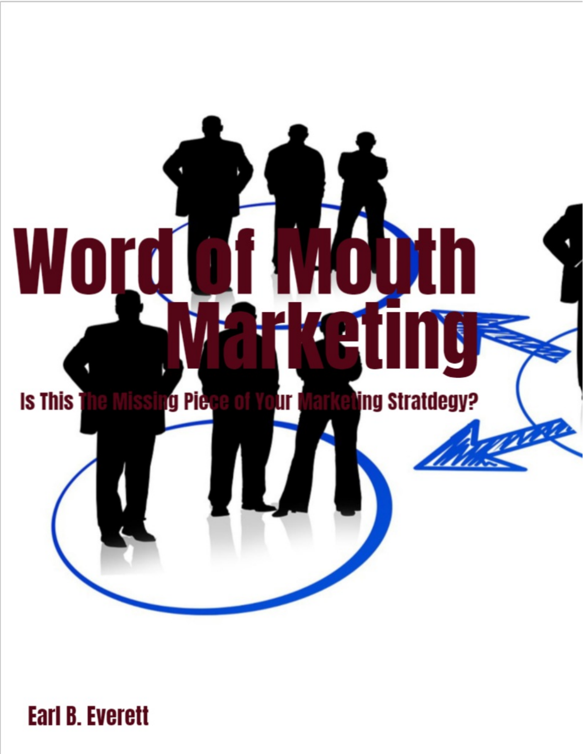# Word of Mouth Marketing

## Is This The Missing Piece of Your Marketing Stratdegy?

Earl B. Everett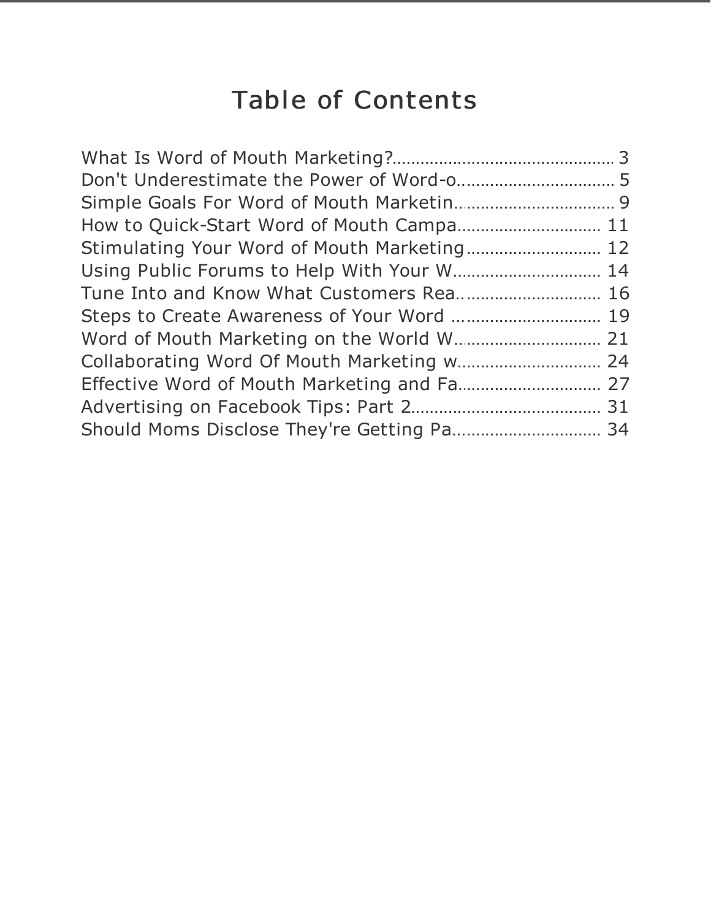# Table of Contents

What Is Word of Mouth Marketing?................................................ 3
Don't Underestimate the Power of Word-o................................. 5
Simple Goals For Word of Mouth Marketin.................................. 9
How to Quick-Start Word of Mouth Campa.............................. 11
Stimulating Your Word of Mouth Marketing............................ 12
Using Public Forums to Help With Your W............................... 14
Tune Into and Know What Customers Rea.............................. 16
Steps to Create Awareness of Your Word ............................... 19
Word of Mouth Marketing on the World W............................... 21
Collaborating Word Of Mouth Marketing w.............................. 24
Effective Word of Mouth Marketing and Fa.............................. 27
Advertising on Facebook Tips: Part 2........................................ 31
Should Moms Disclose They're Getting Pa............................... 34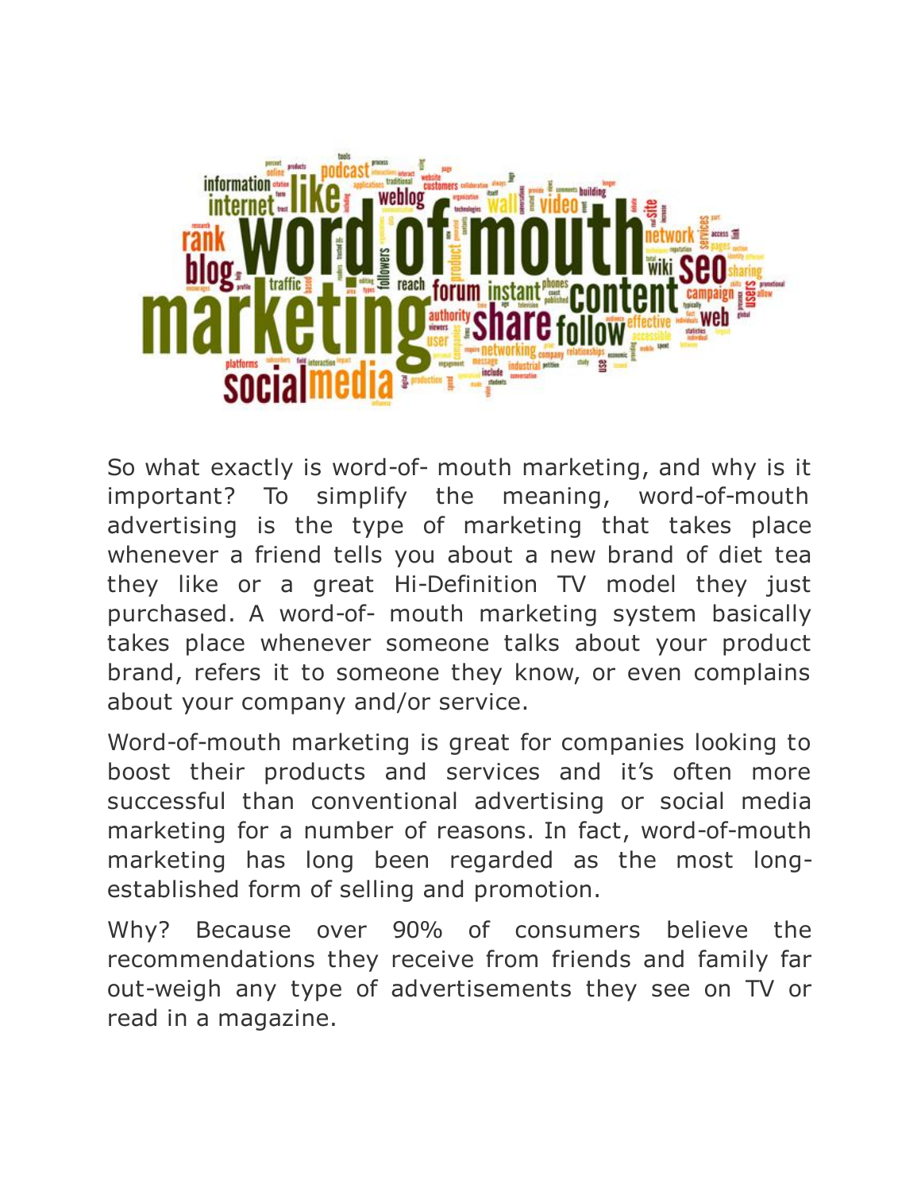So what exactly is word-of- mouth marketing, and why is it important? To simplify the meaning, word-of-mouth advertising is the type of marketing that takes place whenever a friend tells you about a new brand of diet tea they like or a great Hi-Definition TV model they just purchased. A word-of- mouth marketing system basically takes place whenever someone talks about your product brand, refers it to someone they know, or even complains about your company and/or service.

Word-of-mouth marketing is great for companies looking to boost their products and services and it's often more successful than conventional advertising or social media marketing for a number of reasons. In fact, word-of-mouth marketing has long been regarded as the most long-established form of selling and promotion.

Why? Because over 90% of consumers believe the recommendations they receive from friends and family far out-weigh any type of advertisements they see on TV or read in a magazine.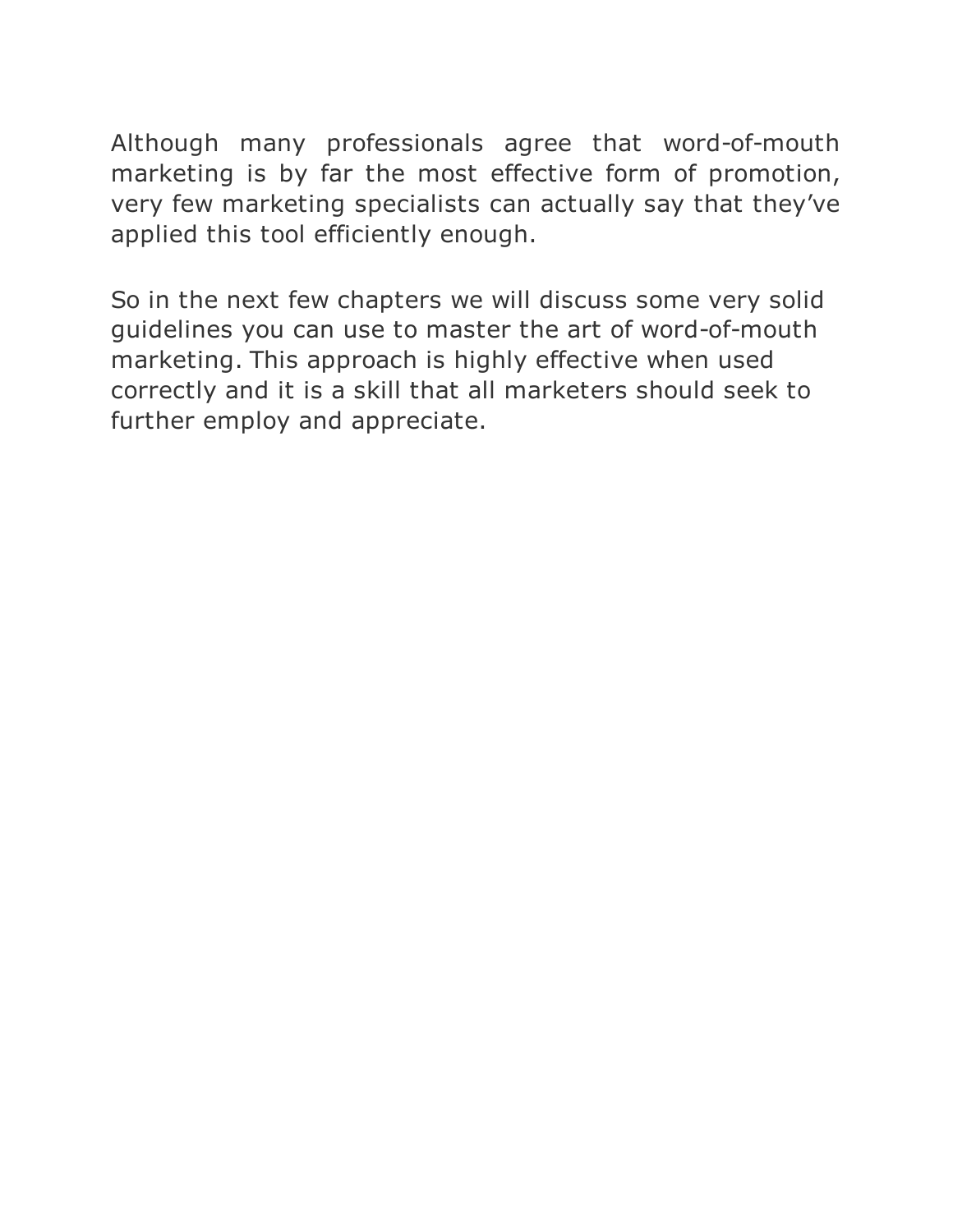Although many professionals agree that word-of-mouth marketing is by far the most effective form of promotion, very few marketing specialists can actually say that they've applied this tool efficiently enough.

So in the next few chapters we will discuss some very solid guidelines you can use to master the art of word-of-mouth marketing. This approach is highly effective when used correctly and it is a skill that all marketers should seek to further employ and appreciate.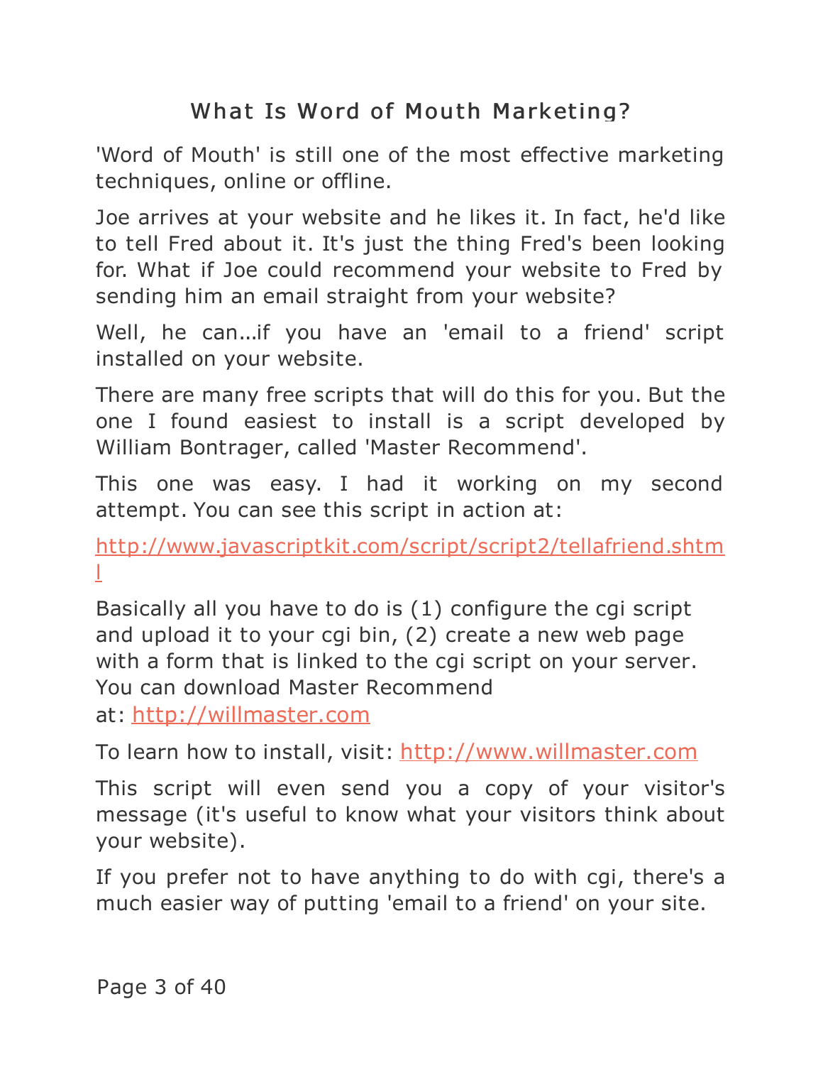# What Is Word of Mouth Marketing?

'Word of Mouth' is still one of the most effective marketing techniques, online or offline.

Joe arrives at your website and he likes it. In fact, he'd like to tell Fred about it. It's just the thing Fred's been looking for. What if Joe could recommend your website to Fred by sending him an email straight from your website?

Well, he can...if you have an 'email to a friend' script installed on your website.

There are many free scripts that will do this for you. But the one I found easiest to install is a script developed by William Bontrager, called 'Master Recommend'.

This one was easy. I had it working on my second attempt. You can see this script in action at:

http://www.javascriptkit.com/script/script2/tellafriend.shtml

Basically all you have to do is (1) configure the cgi script and upload it to your cgi bin, (2) create a new web page with a form that is linked to the cgi script on your server. You can download Master Recommend at: http://willmaster.com

To learn how to install, visit: http://www.willmaster.com

This script will even send you a copy of your visitor's message (it's useful to know what your visitors think about your website).

If you prefer not to have anything to do with cgi, there's a much easier way of putting 'email to a friend' on your site.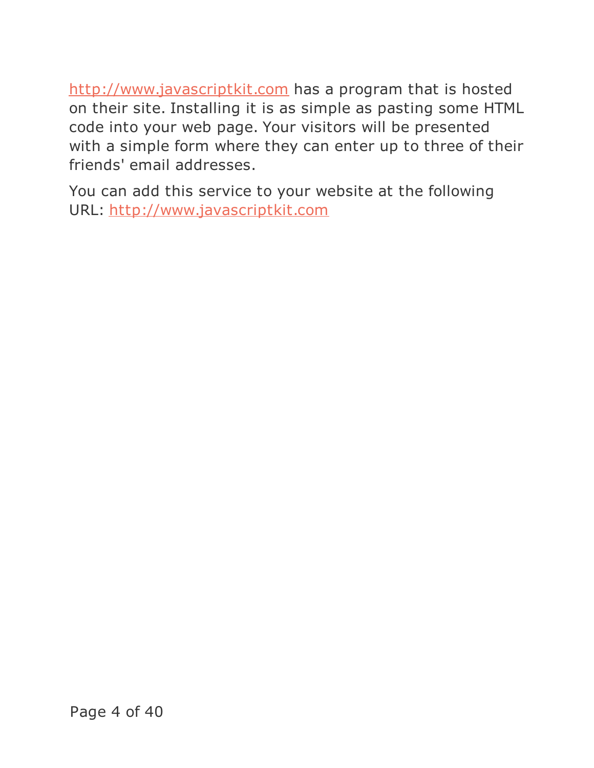http://www.javascriptkit.com has a program that is hosted on their site. Installing it is as simple as pasting some HTML code into your web page. Your visitors will be presented with a simple form where they can enter up to three of their friends' email addresses.

You can add this service to your website at the following URL: http://www.javascriptkit.com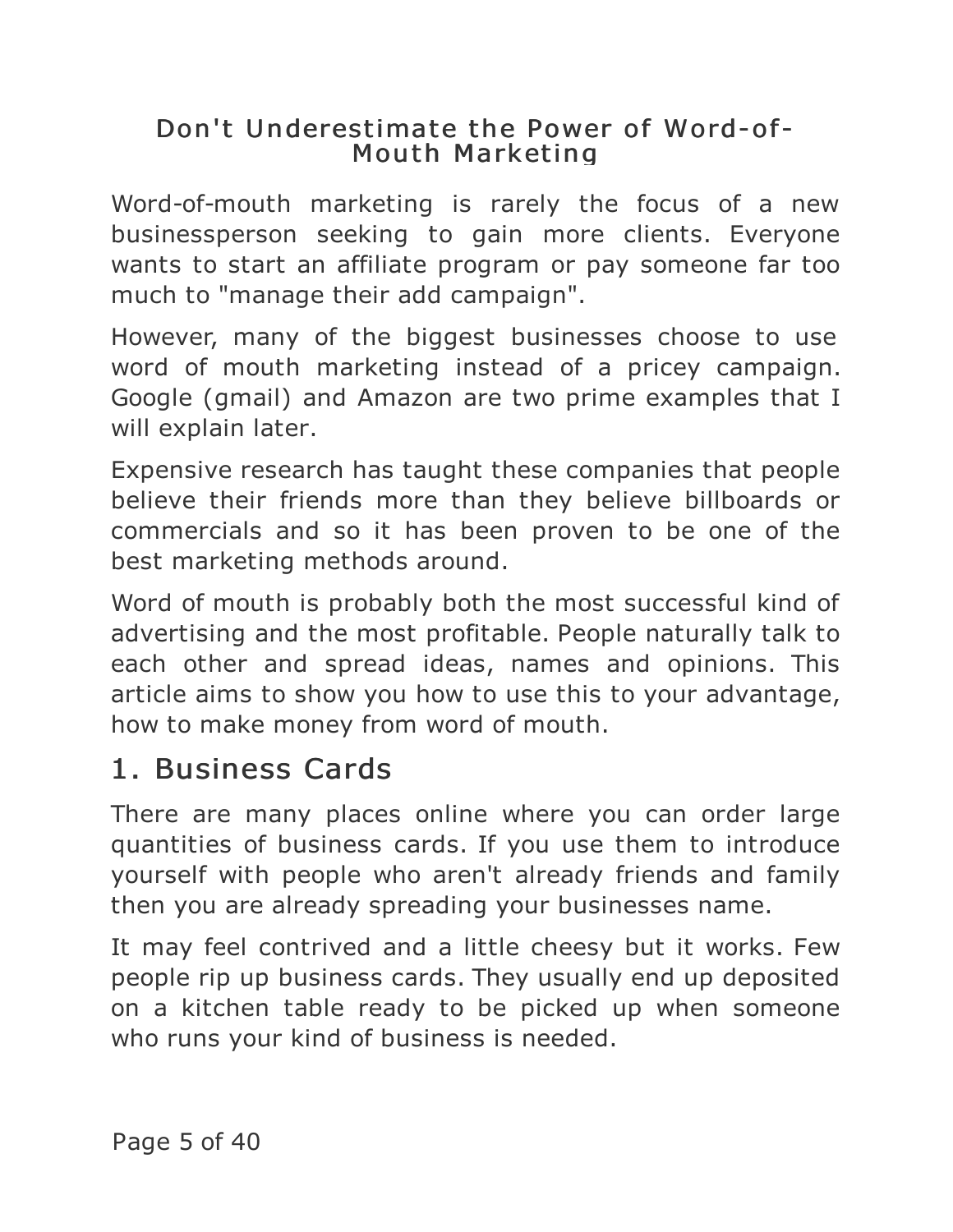# Don't Underestimate the Power of Word-of-Mouth Marketing

Word-of-mouth marketing is rarely the focus of a new businessperson seeking to gain more clients. Everyone wants to start an affiliate program or pay someone far too much to "manage their add campaign".

However, many of the biggest businesses choose to use word of mouth marketing instead of a pricey campaign. Google (gmail) and Amazon are two prime examples that I will explain later.

Expensive research has taught these companies that people believe their friends more than they believe billboards or commercials and so it has been proven to be one of the best marketing methods around.

Word of mouth is probably both the most successful kind of advertising and the most profitable. People naturally talk to each other and spread ideas, names and opinions. This article aims to show you how to use this to your advantage, how to make money from word of mouth.

## 1. Business Cards

There are many places online where you can order large quantities of business cards. If you use them to introduce yourself with people who aren't already friends and family then you are already spreading your businesses name.

It may feel contrived and a little cheesy but it works. Few people rip up business cards. They usually end up deposited on a kitchen table ready to be picked up when someone who runs your kind of business is needed.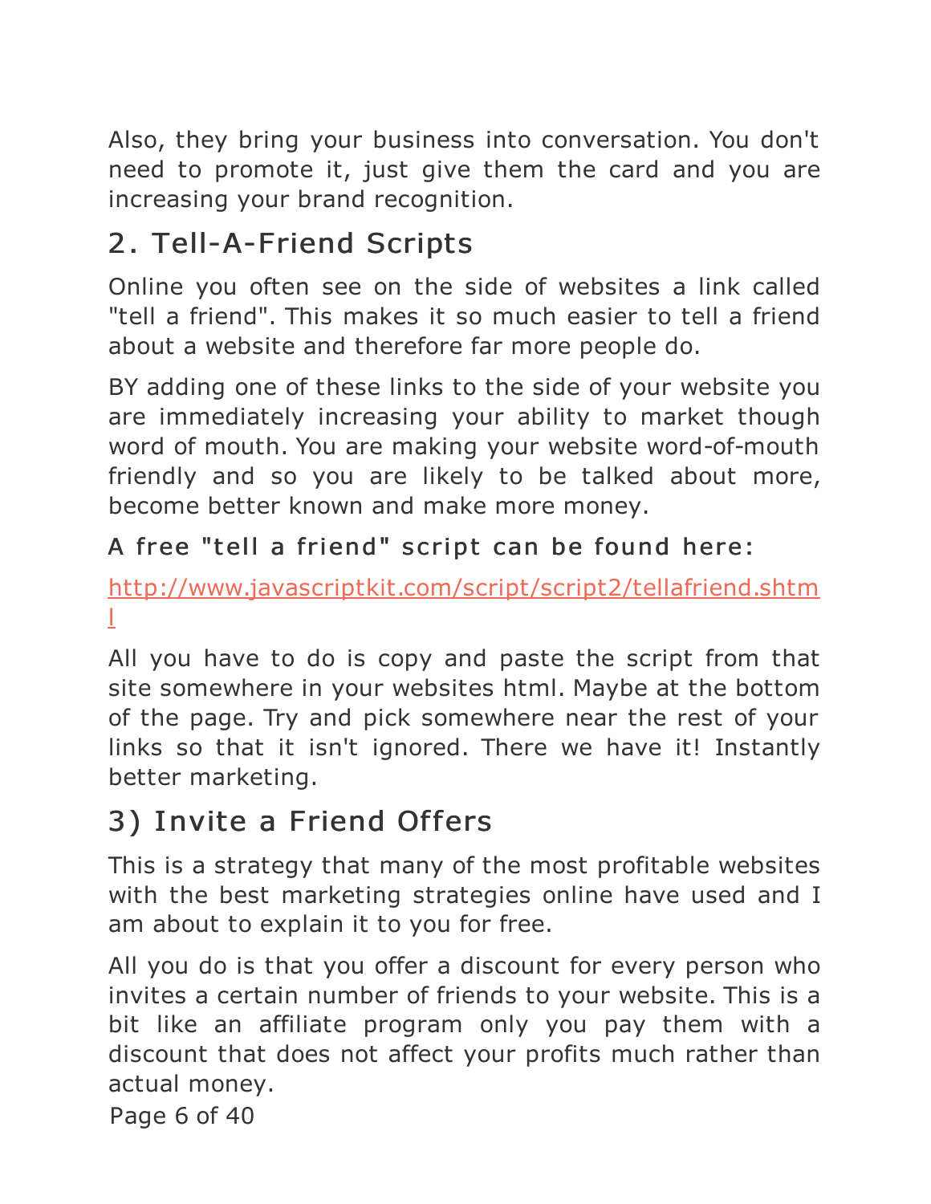Also, they bring your business into conversation. You don't need to promote it, just give them the card and you are increasing your brand recognition.

## 2. Tell-A-Friend Scripts

Online you often see on the side of websites a link called "tell a friend". This makes it so much easier to tell a friend about a website and therefore far more people do.

BY adding one of these links to the side of your website you are immediately increasing your ability to market though word of mouth. You are making your website word-of-mouth friendly and so you are likely to be talked about more, become better known and make more money.

**A free "tell a friend" script can be found here:**

[http://www.javascriptkit.com/script/script2/tellafriend.shtml](http://www.javascriptkit.com/script/script2/tellafriend.shtml)

All you have to do is copy and paste the script from that site somewhere in your websites html. Maybe at the bottom of the page. Try and pick somewhere near the rest of your links so that it isn't ignored. There we have it! Instantly better marketing.

## 3) Invite a Friend Offers

This is a strategy that many of the most profitable websites with the best marketing strategies online have used and I am about to explain it to you for free.

All you do is that you offer a discount for every person who invites a certain number of friends to your website. This is a bit like an affiliate program only you pay them with a discount that does not affect your profits much rather than actual money.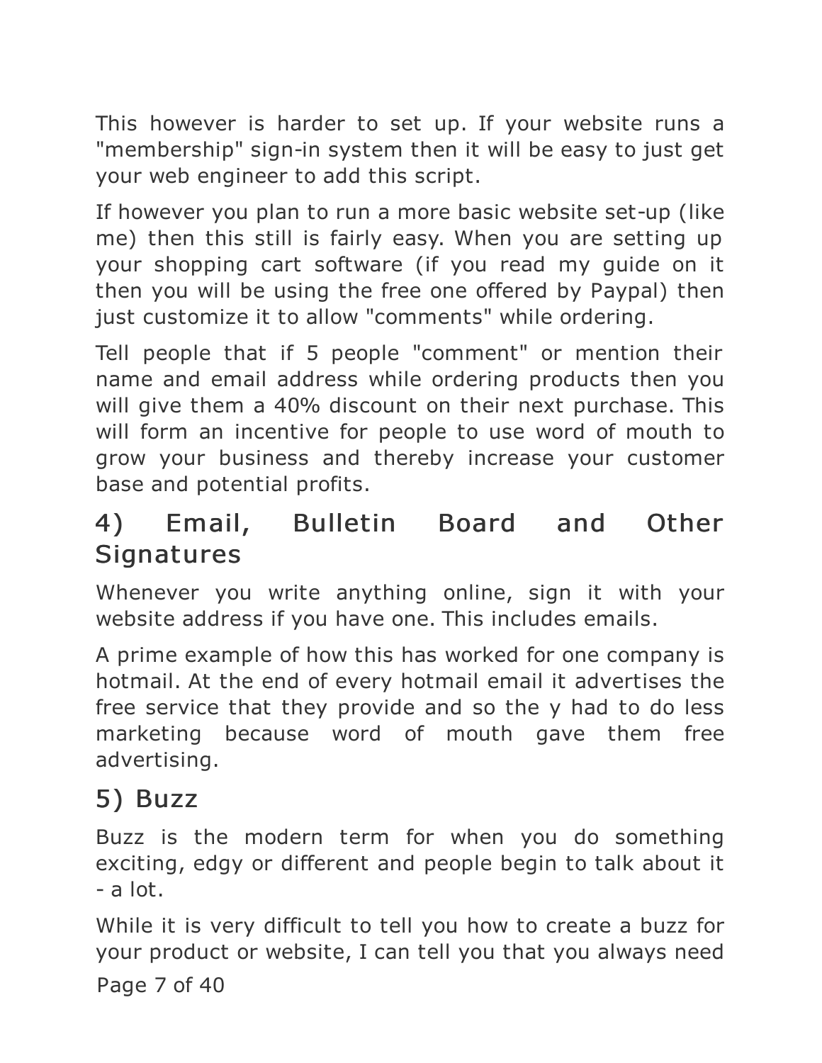This however is harder to set up. If your website runs a "membership" sign-in system then it will be easy to just get your web engineer to add this script.

If however you plan to run a more basic website set-up (like me) then this still is fairly easy. When you are setting up your shopping cart software (if you read my guide on it then you will be using the free one offered by Paypal) then just customize it to allow "comments" while ordering.

Tell people that if 5 people "comment" or mention their name and email address while ordering products then you will give them a 40% discount on their next purchase. This will form an incentive for people to use word of mouth to grow your business and thereby increase your customer base and potential profits.

## 4) Email, Bulletin Board and Other Signatures

Whenever you write anything online, sign it with your website address if you have one. This includes emails.

A prime example of how this has worked for one company is hotmail. At the end of every hotmail email it advertises the free service that they provide and so the y had to do less marketing because word of mouth gave them free advertising.

## 5) Buzz

Buzz is the modern term for when you do something exciting, edgy or different and people begin to talk about it - a lot.

While it is very difficult to tell you how to create a buzz for your product or website, I can tell you that you always need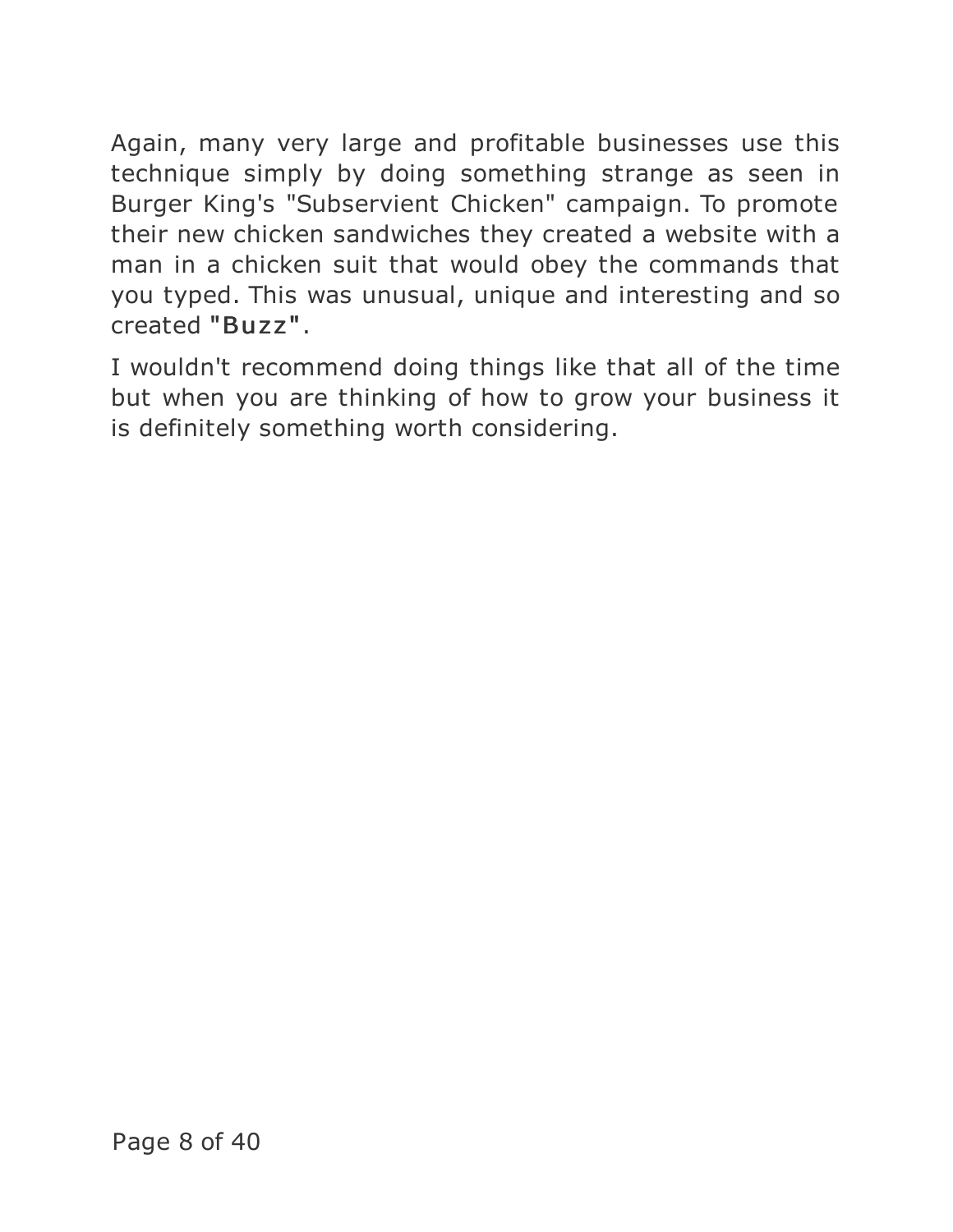Again, many very large and profitable businesses use this technique simply by doing something strange as seen in Burger King's "Subservient Chicken" campaign. To promote their new chicken sandwiches they created a website with a man in a chicken suit that would obey the commands that you typed. This was unusual, unique and interesting and so created "Buzz".

I wouldn't recommend doing things like that all of the time but when you are thinking of how to grow your business it is definitely something worth considering.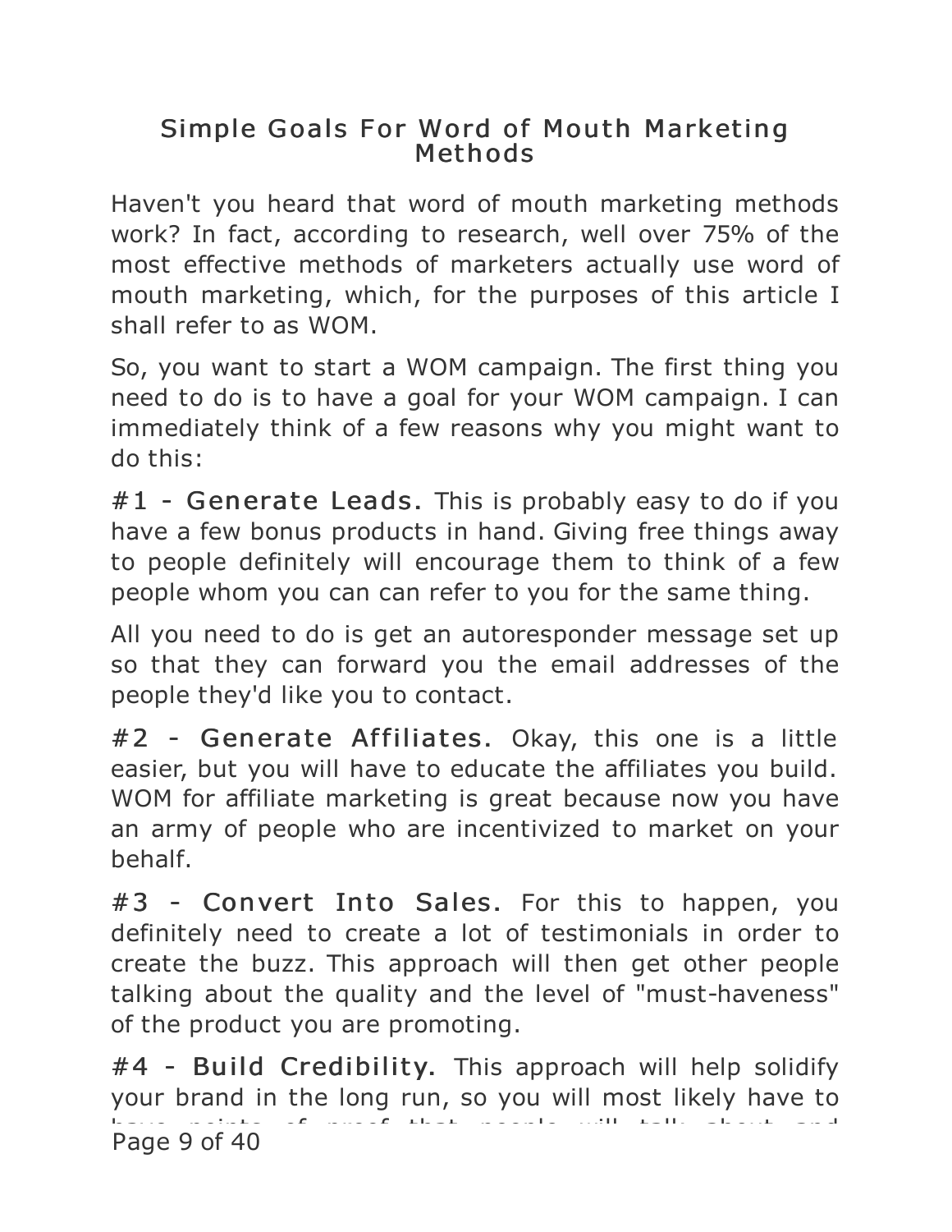## Simple Goals For Word of Mouth Marketing Methods

Haven't you heard that word of mouth marketing methods work? In fact, according to research, well over 75% of the most effective methods of marketers actually use word of mouth marketing, which, for the purposes of this article I shall refer to as WOM.

So, you want to start a WOM campaign. The first thing you need to do is to have a goal for your WOM campaign. I can immediately think of a few reasons why you might want to do this:

**#1 - Generate Leads.** This is probably easy to do if you have a few bonus products in hand. Giving free things away to people definitely will encourage them to think of a few people whom you can can refer to you for the same thing.

All you need to do is get an autoresponder message set up so that they can forward you the email addresses of the people they'd like you to contact.

**#2 - Generate Affiliates.** Okay, this one is a little easier, but you will have to educate the affiliates you build. WOM for affiliate marketing is great because now you have an army of people who are incentivized to market on your behalf.

**#3 - Convert Into Sales.** For this to happen, you definitely need to create a lot of testimonials in order to create the buzz. This approach will then get other people talking about the quality and the level of "must-haveness" of the product you are promoting.

**#4 - Build Credibility.** This approach will help solidify your brand in the long run, so you will most likely have to have points of proof that people will talk about and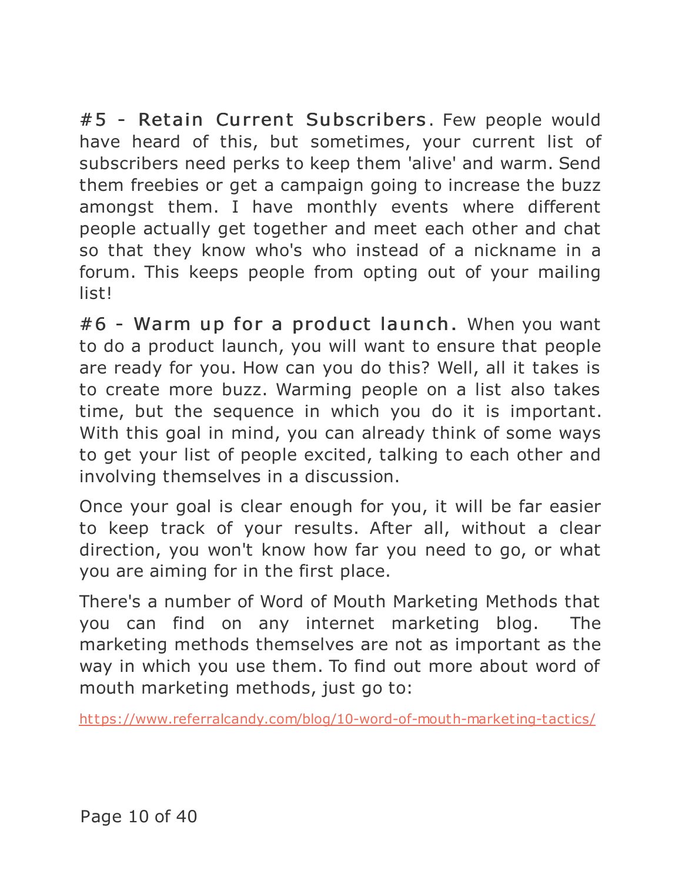**#5 - Retain Current Subscribers.** Few people would have heard of this, but sometimes, your current list of subscribers need perks to keep them 'alive' and warm. Send them freebies or get a campaign going to increase the buzz amongst them. I have monthly events where different people actually get together and meet each other and chat so that they know who's who instead of a nickname in a forum. This keeps people from opting out of your mailing list!

**#6 - Warm up for a product launch.** When you want to do a product launch, you will want to ensure that people are ready for you. How can you do this? Well, all it takes is to create more buzz. Warming people on a list also takes time, but the sequence in which you do it is important. With this goal in mind, you can already think of some ways to get your list of people excited, talking to each other and involving themselves in a discussion.

Once your goal is clear enough for you, it will be far easier to keep track of your results. After all, without a clear direction, you won't know how far you need to go, or what you are aiming for in the first place.

There's a number of Word of Mouth Marketing Methods that you can find on any internet marketing blog. The marketing methods themselves are not as important as the way in which you use them. To find out more about word of mouth marketing methods, just go to:

[https://www.referralcandy.com/blog/10-word-of-mouth-marketing-tactics/](https://www.referralcandy.com/blog/10-word-of-mouth-marketing-tactics/)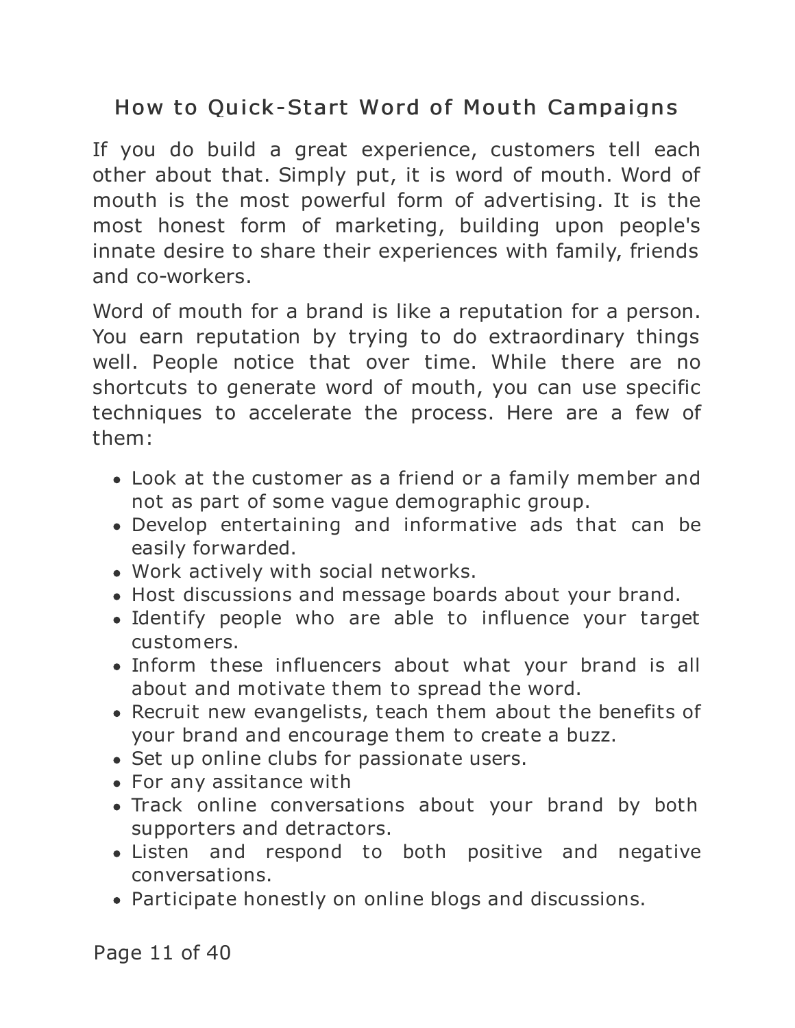## How to Quick-Start Word of Mouth Campaigns

If you do build a great experience, customers tell each other about that. Simply put, it is word of mouth. Word of mouth is the most powerful form of advertising. It is the most honest form of marketing, building upon people's innate desire to share their experiences with family, friends and co-workers.

Word of mouth for a brand is like a reputation for a person. You earn reputation by trying to do extraordinary things well. People notice that over time. While there are no shortcuts to generate word of mouth, you can use specific techniques to accelerate the process. Here are a few of them:

- Look at the customer as a friend or a family member and not as part of some vague demographic group.
- Develop entertaining and informative ads that can be easily forwarded.
- Work actively with social networks.
- Host discussions and message boards about your brand.
- Identify people who are able to influence your target customers.
- Inform these influencers about what your brand is all about and motivate them to spread the word.
- Recruit new evangelists, teach them about the benefits of your brand and encourage them to create a buzz.
- Set up online clubs for passionate users.
- For any assitance with
- Track online conversations about your brand by both supporters and detractors.
- Listen and respond to both positive and negative conversations.
- Participate honestly on online blogs and discussions.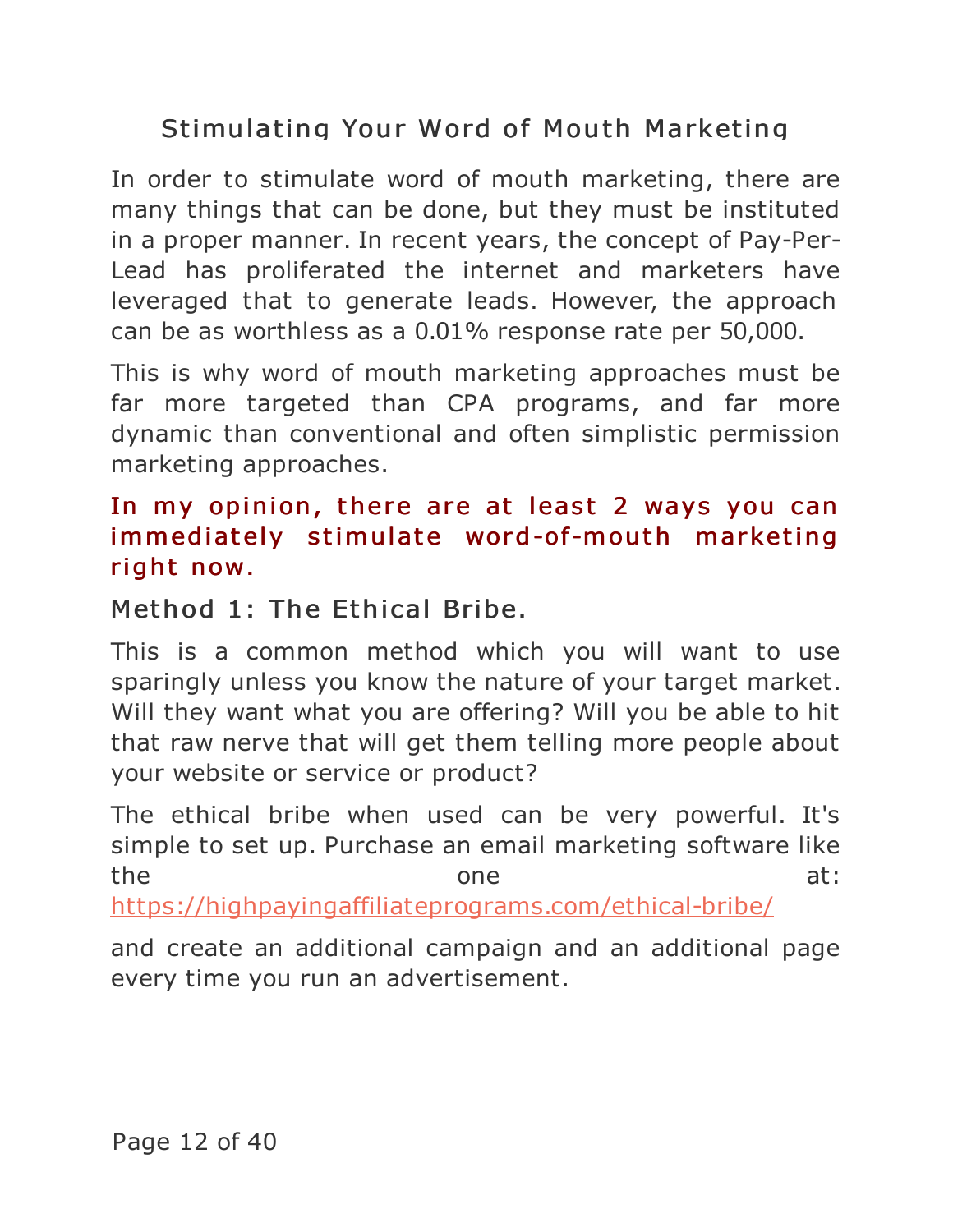## Stimulating Your Word of Mouth Marketing

In order to stimulate word of mouth marketing, there are many things that can be done, but they must be instituted in a proper manner. In recent years, the concept of Pay-Per-Lead has proliferated the internet and marketers have leveraged that to generate leads. However, the approach can be as worthless as a 0.01% response rate per 50,000.

This is why word of mouth marketing approaches must be far more targeted than CPA programs, and far more dynamic than conventional and often simplistic permission marketing approaches.

**In my opinion, there are at least 2 ways you can immediately stimulate word-of-mouth marketing right now.**

### Method 1: The Ethical Bribe.

This is a common method which you will want to use sparingly unless you know the nature of your target market. Will they want what you are offering? Will you be able to hit that raw nerve that will get them telling more people about your website or service or product?

The ethical bribe when used can be very powerful. It's simple to set up. Purchase an email marketing software like the one at: [https://highpayingaffiliateprograms.com/ethical-bribe/](https://highpayingaffiliateprograms.com/ethical-bribe/)

and create an additional campaign and an additional page every time you run an advertisement.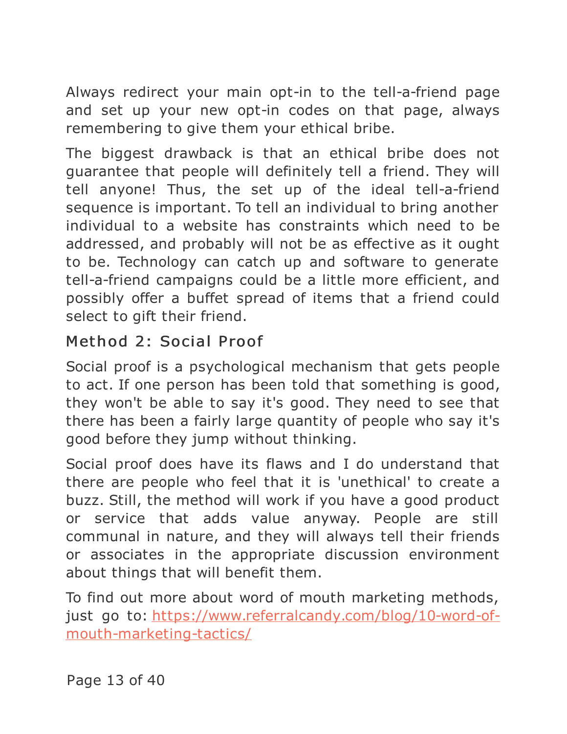Always redirect your main opt-in to the tell-a-friend page and set up your new opt-in codes on that page, always remembering to give them your ethical bribe.

The biggest drawback is that an ethical bribe does not guarantee that people will definitely tell a friend. They will tell anyone! Thus, the set up of the ideal tell-a-friend sequence is important. To tell an individual to bring another individual to a website has constraints which need to be addressed, and probably will not be as effective as it ought to be. Technology can catch up and software to generate tell-a-friend campaigns could be a little more efficient, and possibly offer a buffet spread of items that a friend could select to gift their friend.

### Method 2: Social Proof

Social proof is a psychological mechanism that gets people to act. If one person has been told that something is good, they won't be able to say it's good. They need to see that there has been a fairly large quantity of people who say it's good before they jump without thinking.

Social proof does have its flaws and I do understand that there are people who feel that it is 'unethical' to create a buzz. Still, the method will work if you have a good product or service that adds value anyway. People are still communal in nature, and they will always tell their friends or associates in the appropriate discussion environment about things that will benefit them.

To find out more about word of mouth marketing methods, just go to: [https://www.referralcandy.com/blog/10-word-of-mouth-marketing-tactics/](https://www.referralcandy.com/blog/10-word-of-mouth-marketing-tactics/)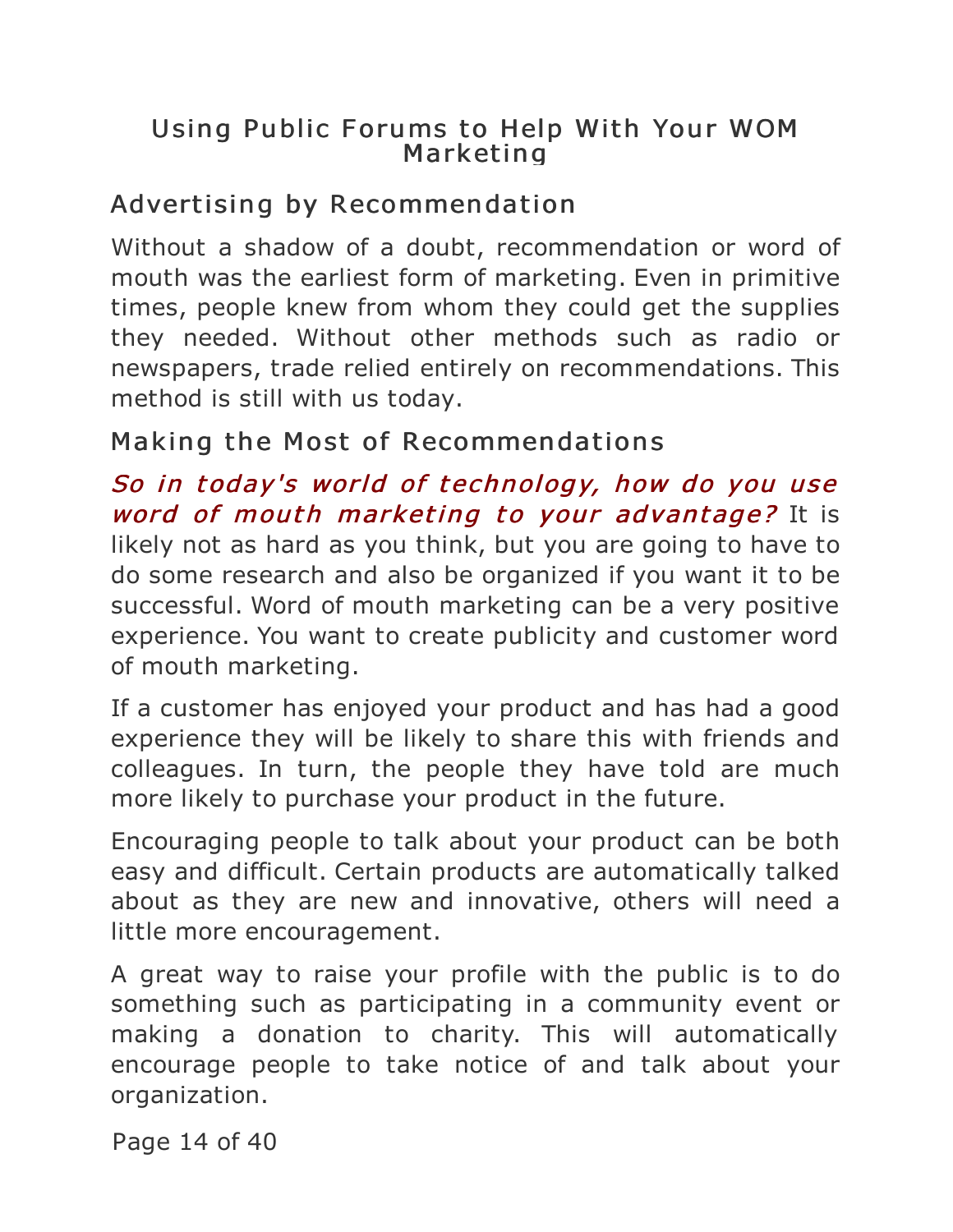# Using Public Forums to Help With Your WOM Marketing

## Advertising by Recommendation

Without a shadow of a doubt, recommendation or word of mouth was the earliest form of marketing. Even in primitive times, people knew from whom they could get the supplies they needed. Without other methods such as radio or newspapers, trade relied entirely on recommendations. This method is still with us today.

## Making the Most of Recommendations

*So in today's world of technology, how do you use word of mouth marketing to your advantage?* It is likely not as hard as you think, but you are going to have to do some research and also be organized if you want it to be successful. Word of mouth marketing can be a very positive experience. You want to create publicity and customer word of mouth marketing.

If a customer has enjoyed your product and has had a good experience they will be likely to share this with friends and colleagues. In turn, the people they have told are much more likely to purchase your product in the future.

Encouraging people to talk about your product can be both easy and difficult. Certain products are automatically talked about as they are new and innovative, others will need a little more encouragement.

A great way to raise your profile with the public is to do something such as participating in a community event or making a donation to charity. This will automatically encourage people to take notice of and talk about your organization.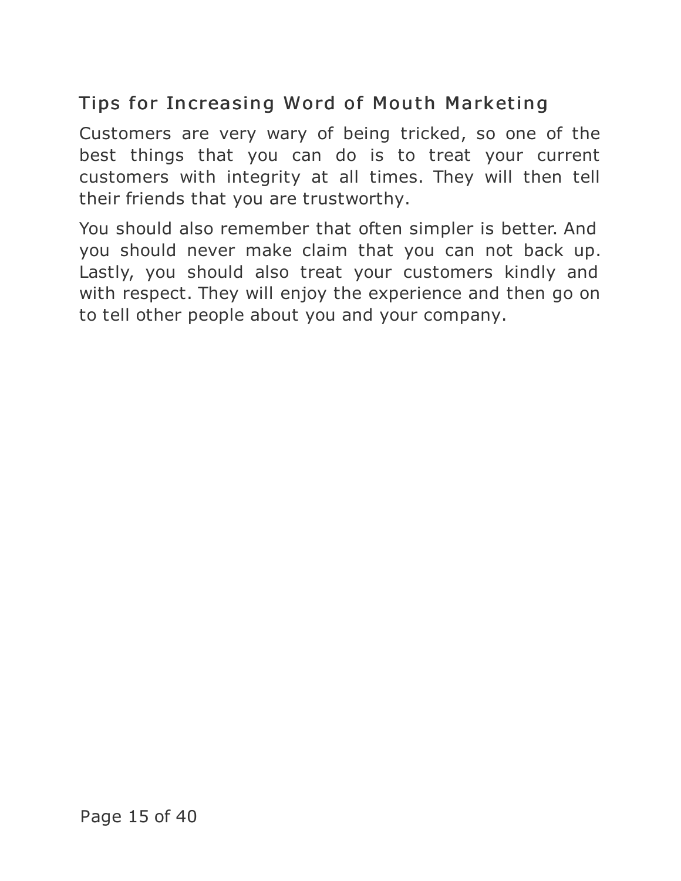## Tips for Increasing Word of Mouth Marketing

Customers are very wary of being tricked, so one of the best things that you can do is to treat your current customers with integrity at all times. They will then tell their friends that you are trustworthy.

You should also remember that often simpler is better. And you should never make claim that you can not back up. Lastly, you should also treat your customers kindly and with respect. They will enjoy the experience and then go on to tell other people about you and your company.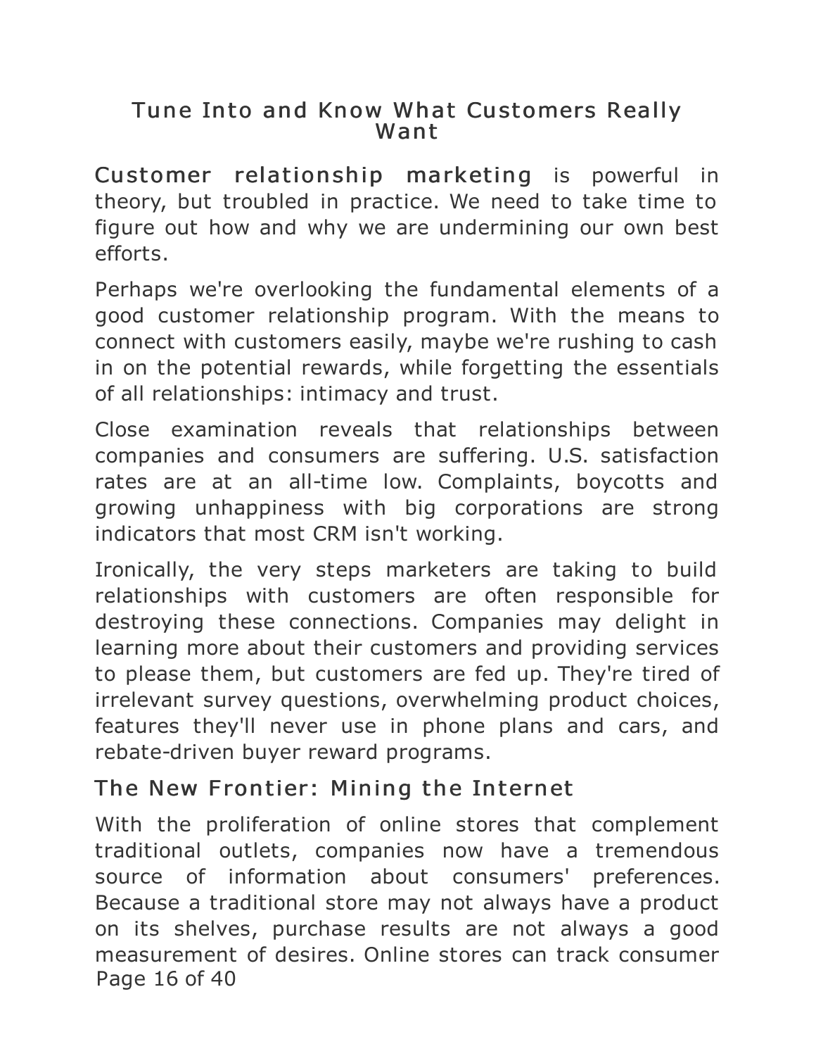## Tune Into and Know What Customers Really Want

**Customer relationship marketing** is powerful in theory, but troubled in practice. We need to take time to figure out how and why we are undermining our own best efforts.

Perhaps we're overlooking the fundamental elements of a good customer relationship program. With the means to connect with customers easily, maybe we're rushing to cash in on the potential rewards, while forgetting the essentials of all relationships: intimacy and trust.

Close examination reveals that relationships between companies and consumers are suffering. U.S. satisfaction rates are at an all-time low. Complaints, boycotts and growing unhappiness with big corporations are strong indicators that most CRM isn't working.

Ironically, the very steps marketers are taking to build relationships with customers are often responsible for destroying these connections. Companies may delight in learning more about their customers and providing services to please them, but customers are fed up. They're tired of irrelevant survey questions, overwhelming product choices, features they'll never use in phone plans and cars, and rebate-driven buyer reward programs.

### The New Frontier: Mining the Internet

With the proliferation of online stores that complement traditional outlets, companies now have a tremendous source of information about consumers' preferences. Because a traditional store may not always have a product on its shelves, purchase results are not always a good measurement of desires. Online stores can track consumer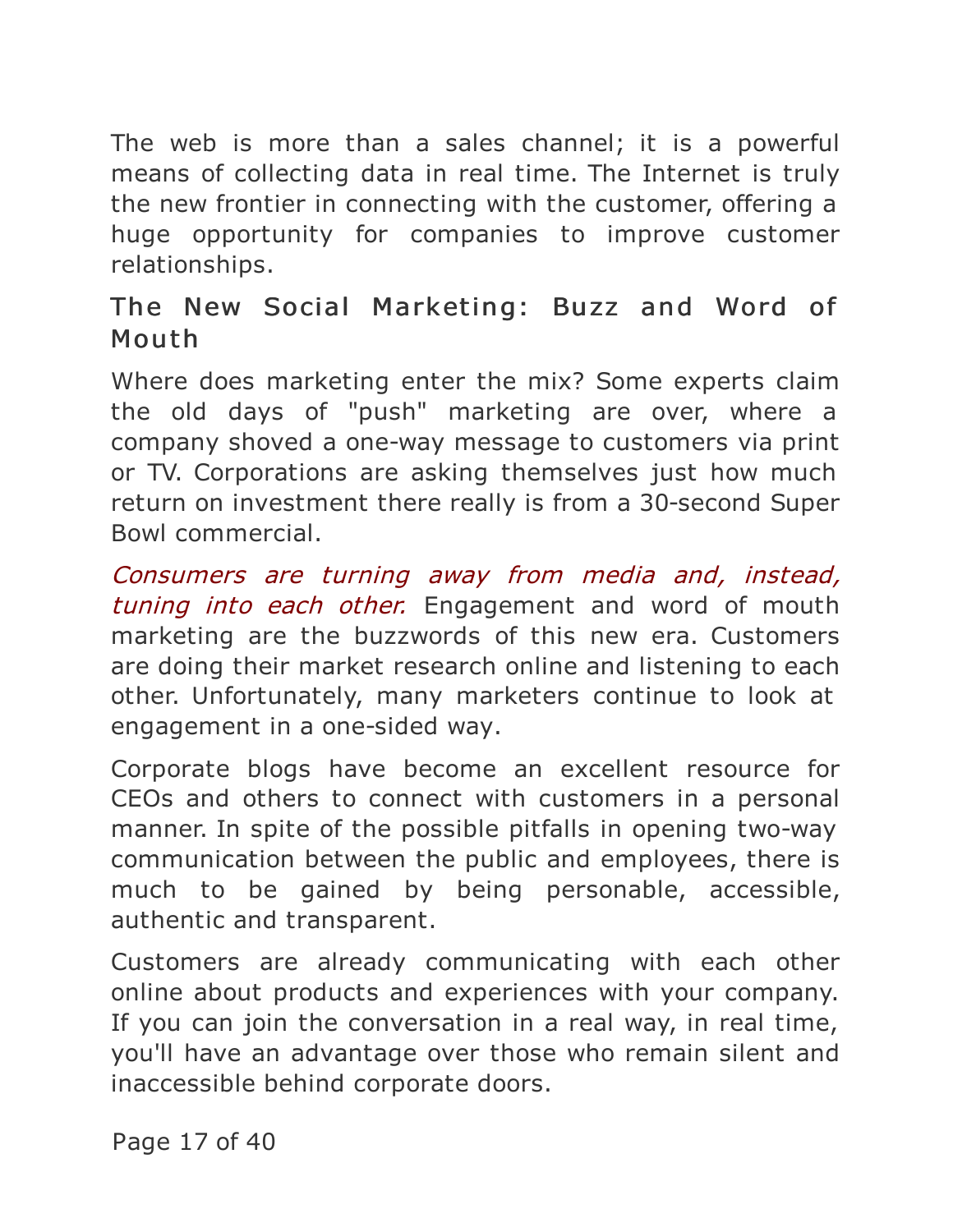The web is more than a sales channel; it is a powerful means of collecting data in real time. The Internet is truly the new frontier in connecting with the customer, offering a huge opportunity for companies to improve customer relationships.

## The New Social Marketing: Buzz and Word of Mouth

Where does marketing enter the mix? Some experts claim the old days of "push" marketing are over, where a company shoved a one-way message to customers via print or TV. Corporations are asking themselves just how much return on investment there really is from a 30-second Super Bowl commercial.

*Consumers are turning away from media and, instead, tuning into each other.* Engagement and word of mouth marketing are the buzzwords of this new era. Customers are doing their market research online and listening to each other. Unfortunately, many marketers continue to look at engagement in a one-sided way.

Corporate blogs have become an excellent resource for CEOs and others to connect with customers in a personal manner. In spite of the possible pitfalls in opening two-way communication between the public and employees, there is much to be gained by being personable, accessible, authentic and transparent.

Customers are already communicating with each other online about products and experiences with your company. If you can join the conversation in a real way, in real time, you'll have an advantage over those who remain silent and inaccessible behind corporate doors.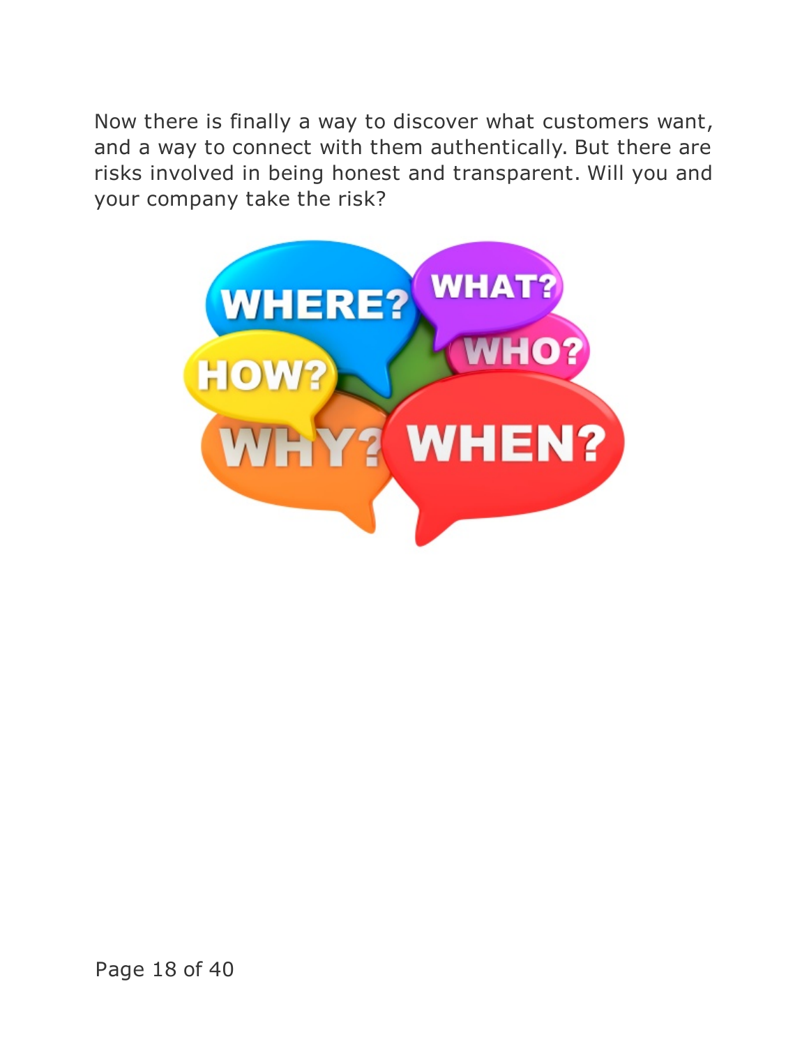Now there is finally a way to discover what customers want, and a way to connect with them authentically. But there are risks involved in being honest and transparent. Will you and your company take the risk?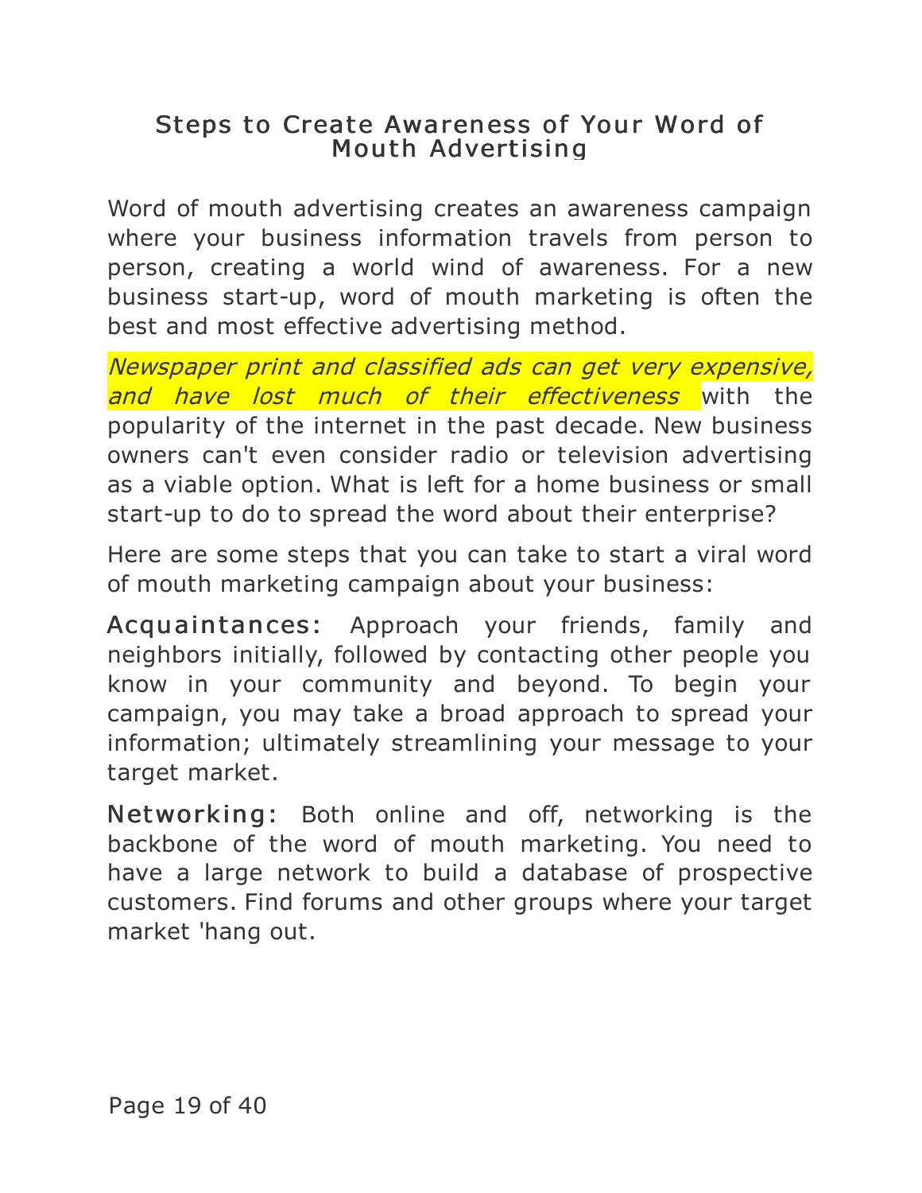## Steps to Create Awareness of Your Word of Mouth Advertising

Word of mouth advertising creates an awareness campaign where your business information travels from person to person, creating a world wind of awareness. For a new business start-up, word of mouth marketing is often the best and most effective advertising method.

*Newspaper print and classified ads can get very expensive, and have lost much of their effectiveness* with the popularity of the internet in the past decade. New business owners can't even consider radio or television advertising as a viable option. What is left for a home business or small start-up to do to spread the word about their enterprise?

Here are some steps that you can take to start a viral word of mouth marketing campaign about your business:

**Acquaintances:** Approach your friends, family and neighbors initially, followed by contacting other people you know in your community and beyond. To begin your campaign, you may take a broad approach to spread your information; ultimately streamlining your message to your target market.

**Networking:** Both online and off, networking is the backbone of the word of mouth marketing. You need to have a large network to build a database of prospective customers. Find forums and other groups where your target market 'hang out.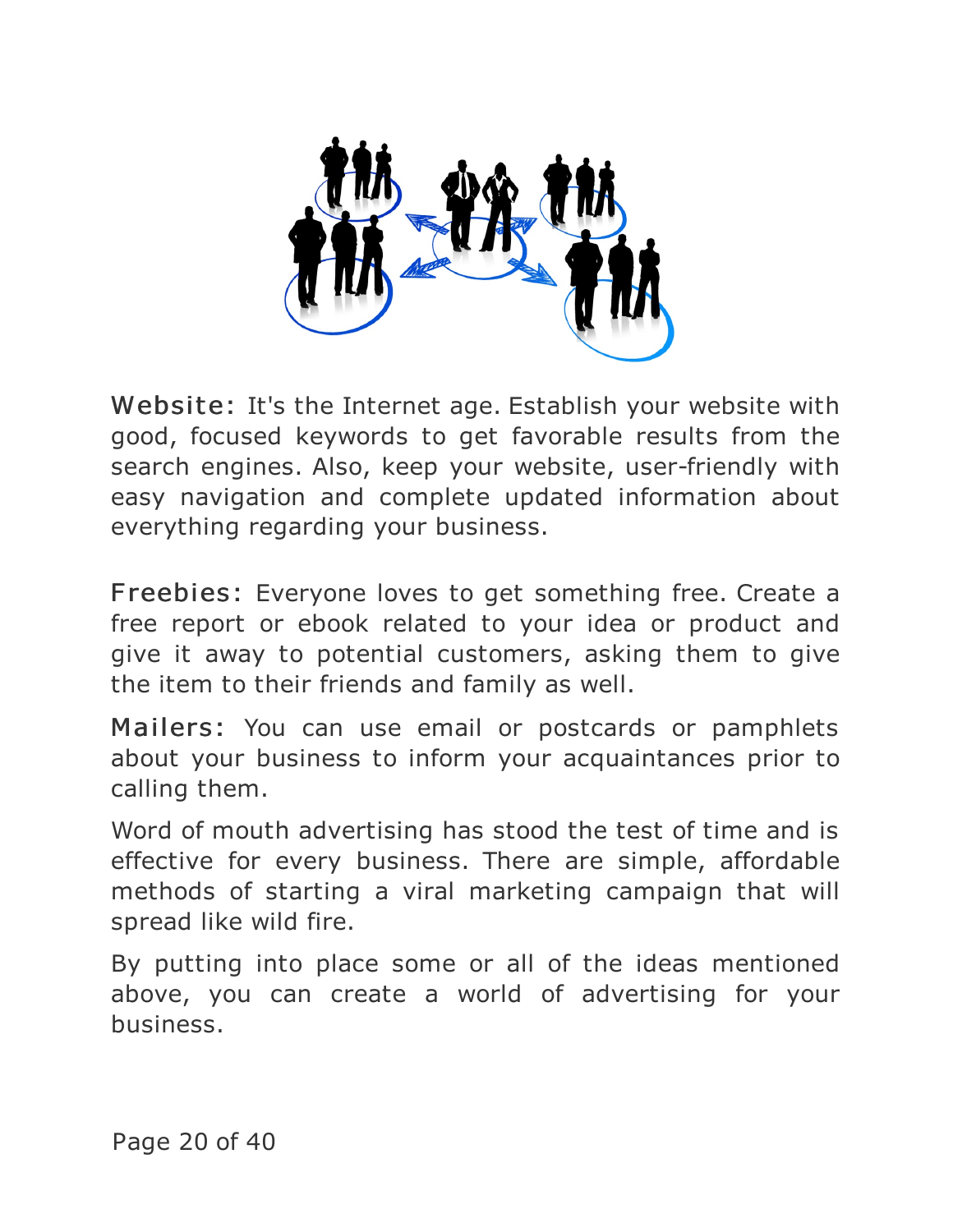**Website:** It's the Internet age. Establish your website with good, focused keywords to get favorable results from the search engines. Also, keep your website, user-friendly with easy navigation and complete updated information about everything regarding your business.

**Freebies:** Everyone loves to get something free. Create a free report or ebook related to your idea or product and give it away to potential customers, asking them to give the item to their friends and family as well.

**Mailers:** You can use email or postcards or pamphlets about your business to inform your acquaintances prior to calling them.

Word of mouth advertising has stood the test of time and is effective for every business. There are simple, affordable methods of starting a viral marketing campaign that will spread like wild fire.

By putting into place some or all of the ideas mentioned above, you can create a world of advertising for your business.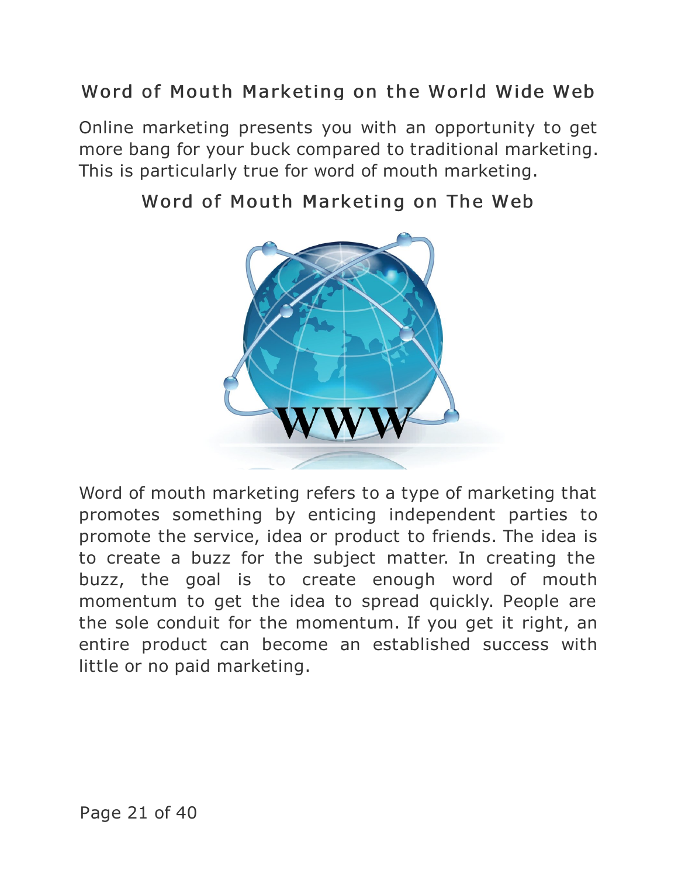## Word of Mouth Marketing on the World Wide Web

Online marketing presents you with an opportunity to get more bang for your buck compared to traditional marketing. This is particularly true for word of mouth marketing.

### Word of Mouth Marketing on The Web

Word of mouth marketing refers to a type of marketing that promotes something by enticing independent parties to promote the service, idea or product to friends. The idea is to create a buzz for the subject matter. In creating the buzz, the goal is to create enough word of mouth momentum to get the idea to spread quickly. People are the sole conduit for the momentum. If you get it right, an entire product can become an established success with little or no paid marketing.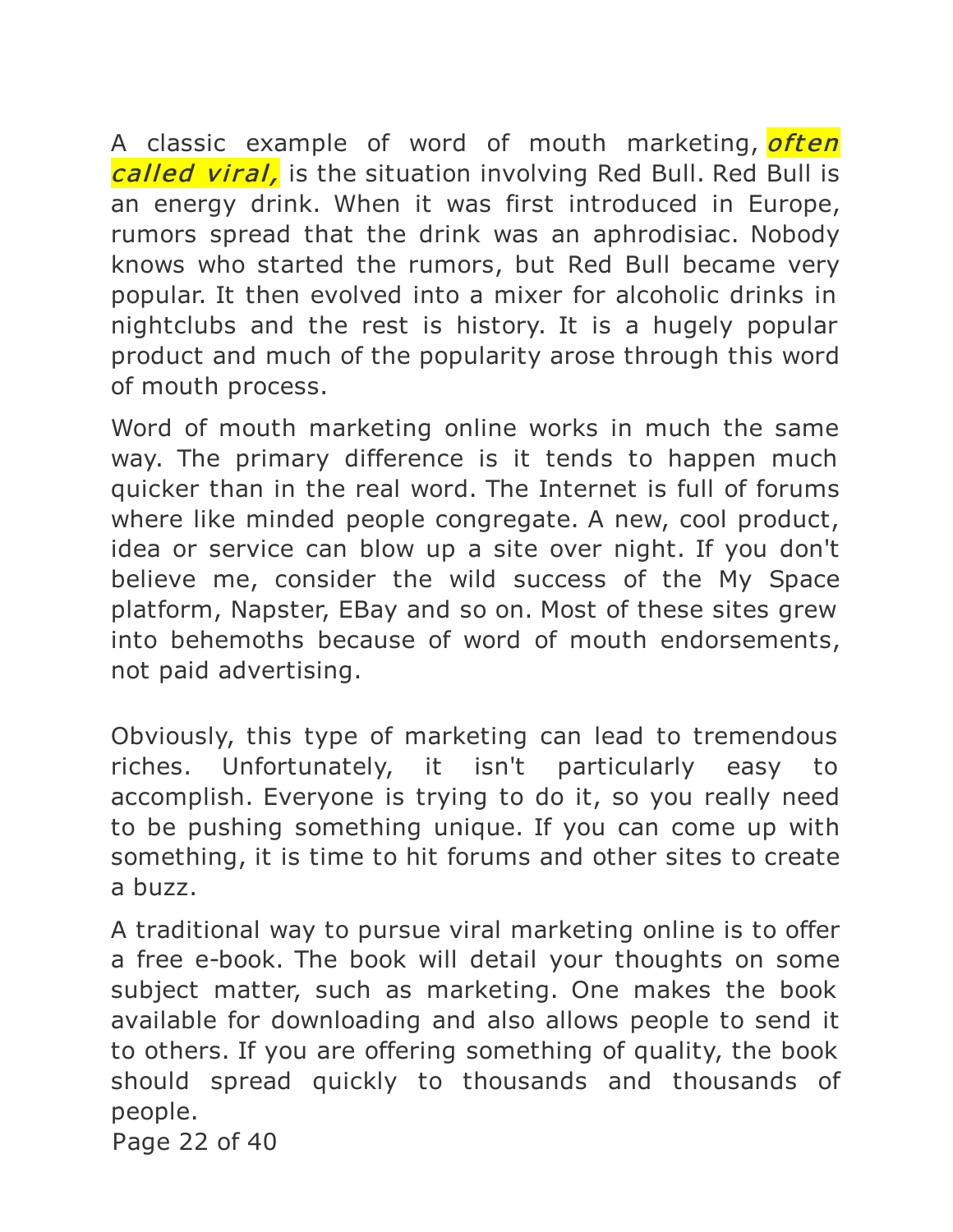A classic example of word of mouth marketing, ***often called viral,*** is the situation involving Red Bull. Red Bull is an energy drink. When it was first introduced in Europe, rumors spread that the drink was an aphrodisiac. Nobody knows who started the rumors, but Red Bull became very popular. It then evolved into a mixer for alcoholic drinks in nightclubs and the rest is history. It is a hugely popular product and much of the popularity arose through this word of mouth process.

Word of mouth marketing online works in much the same way. The primary difference is it tends to happen much quicker than in the real word. The Internet is full of forums where like minded people congregate. A new, cool product, idea or service can blow up a site over night. If you don't believe me, consider the wild success of the My Space platform, Napster, EBay and so on. Most of these sites grew into behemoths because of word of mouth endorsements, not paid advertising.

Obviously, this type of marketing can lead to tremendous riches. Unfortunately, it isn't particularly easy to accomplish. Everyone is trying to do it, so you really need to be pushing something unique. If you can come up with something, it is time to hit forums and other sites to create a buzz.

A traditional way to pursue viral marketing online is to offer a free e-book. The book will detail your thoughts on some subject matter, such as marketing. One makes the book available for downloading and also allows people to send it to others. If you are offering something of quality, the book should spread quickly to thousands and thousands of people.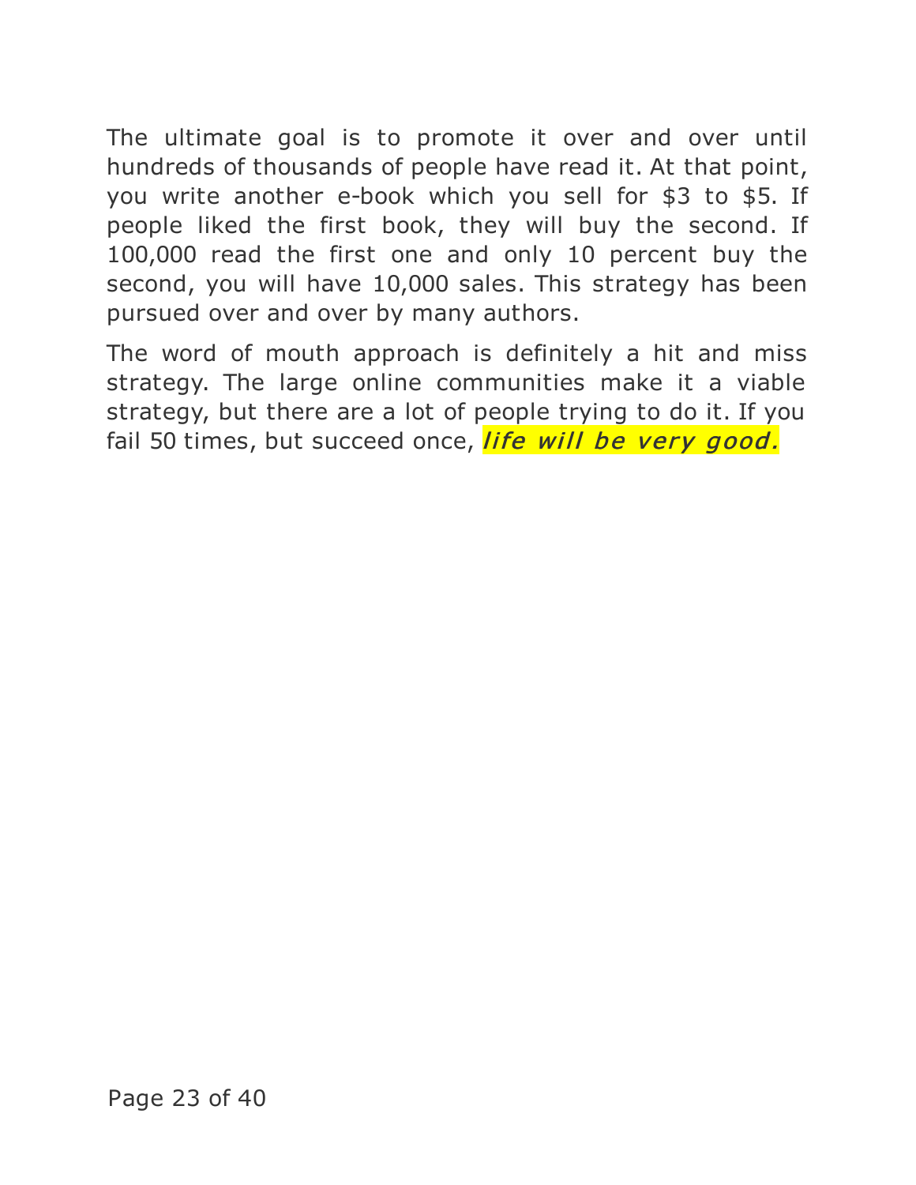The ultimate goal is to promote it over and over until hundreds of thousands of people have read it. At that point, you write another e-book which you sell for $3 to $5. If people liked the first book, they will buy the second. If 100,000 read the first one and only 10 percent buy the second, you will have 10,000 sales. This strategy has been pursued over and over by many authors.

The word of mouth approach is definitely a hit and miss strategy. The large online communities make it a viable strategy, but there are a lot of people trying to do it. If you fail 50 times, but succeed once, *life will be very good.*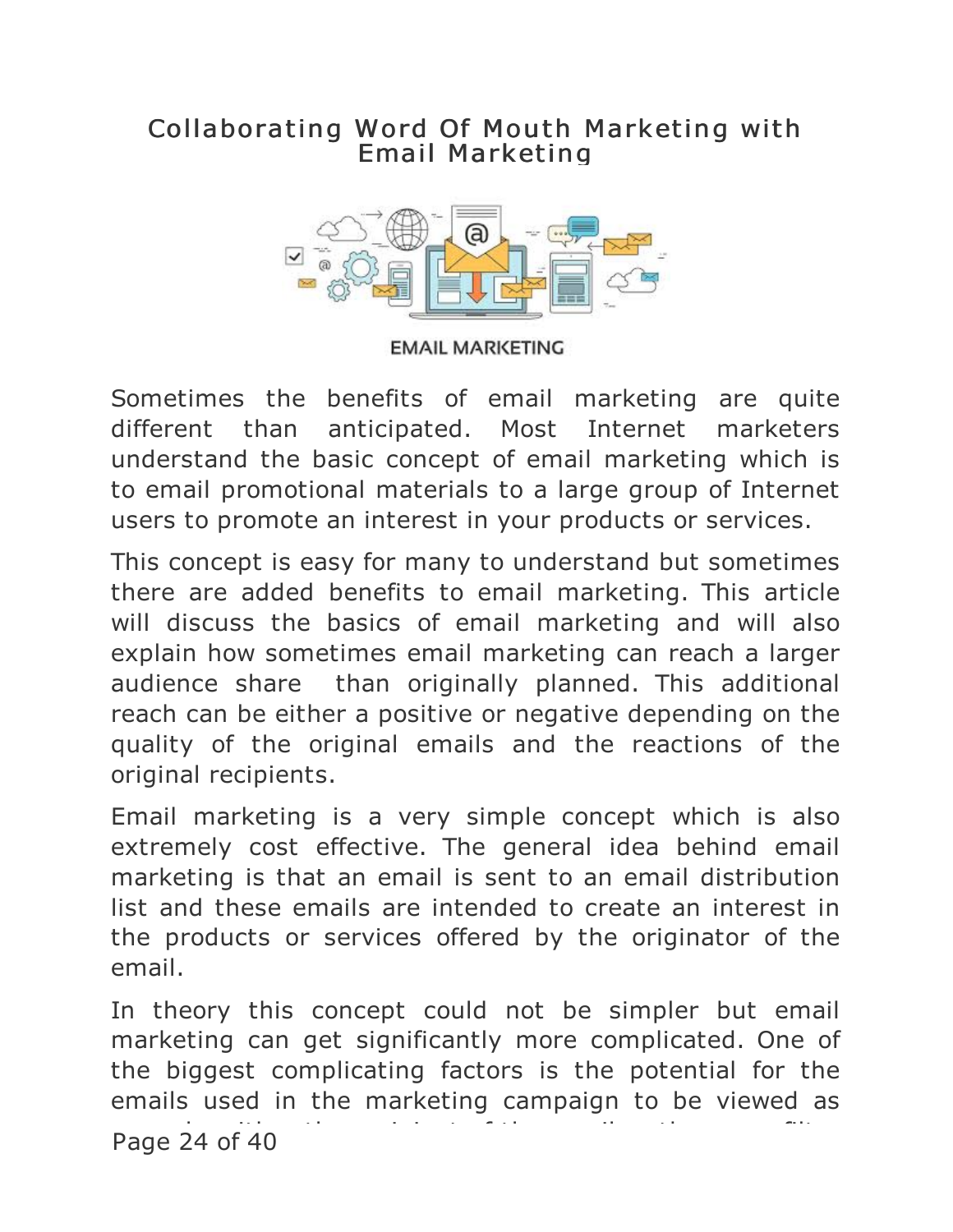# Collaborating Word Of Mouth Marketing with Email Marketing

EMAIL MARKETING

Sometimes the benefits of email marketing are quite different than anticipated. Most Internet marketers understand the basic concept of email marketing which is to email promotional materials to a large group of Internet users to promote an interest in your products or services.

This concept is easy for many to understand but sometimes there are added benefits to email marketing. This article will discuss the basics of email marketing and will also explain how sometimes email marketing can reach a larger audience share than originally planned. This additional reach can be either a positive or negative depending on the quality of the original emails and the reactions of the original recipients.

Email marketing is a very simple concept which is also extremely cost effective. The general idea behind email marketing is that an email is sent to an email distribution list and these emails are intended to create an interest in the products or services offered by the originator of the email.

In theory this concept could not be simpler but email marketing can get significantly more complicated. One of the biggest complicating factors is the potential for the emails used in the marketing campaign to be viewed as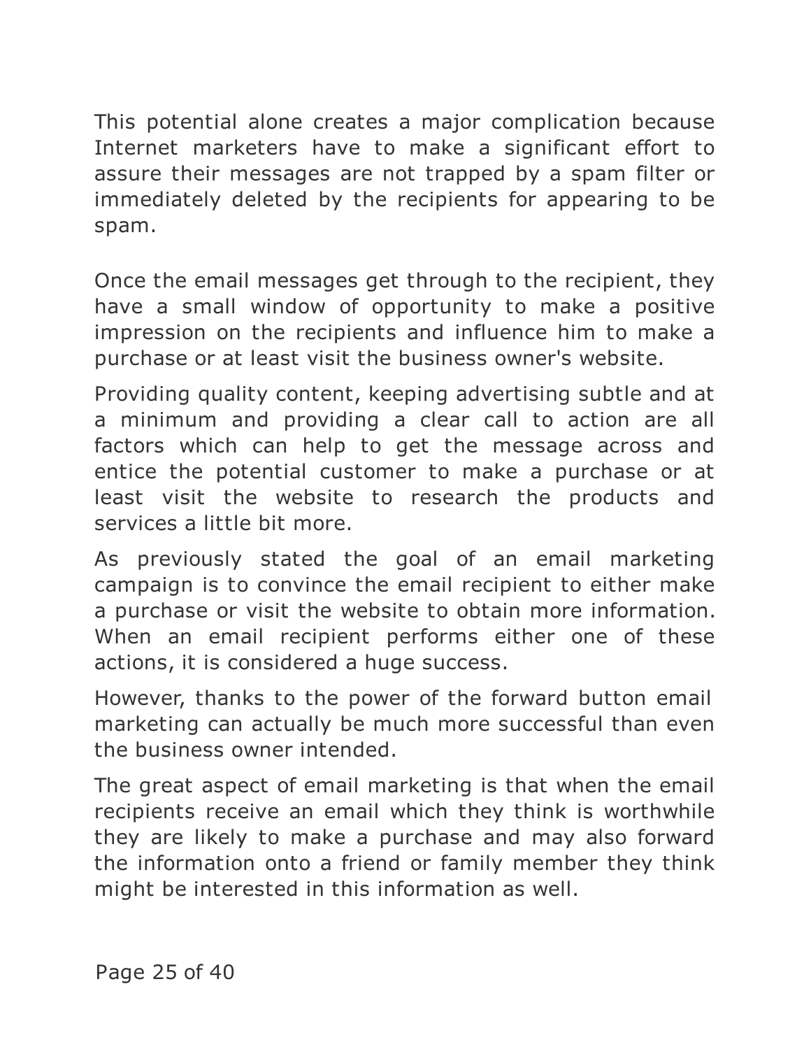This potential alone creates a major complication because Internet marketers have to make a significant effort to assure their messages are not trapped by a spam filter or immediately deleted by the recipients for appearing to be spam.

Once the email messages get through to the recipient, they have a small window of opportunity to make a positive impression on the recipients and influence him to make a purchase or at least visit the business owner's website.

Providing quality content, keeping advertising subtle and at a minimum and providing a clear call to action are all factors which can help to get the message across and entice the potential customer to make a purchase or at least visit the website to research the products and services a little bit more.

As previously stated the goal of an email marketing campaign is to convince the email recipient to either make a purchase or visit the website to obtain more information. When an email recipient performs either one of these actions, it is considered a huge success.

However, thanks to the power of the forward button email marketing can actually be much more successful than even the business owner intended.

The great aspect of email marketing is that when the email recipients receive an email which they think is worthwhile they are likely to make a purchase and may also forward the information onto a friend or family member they think might be interested in this information as well.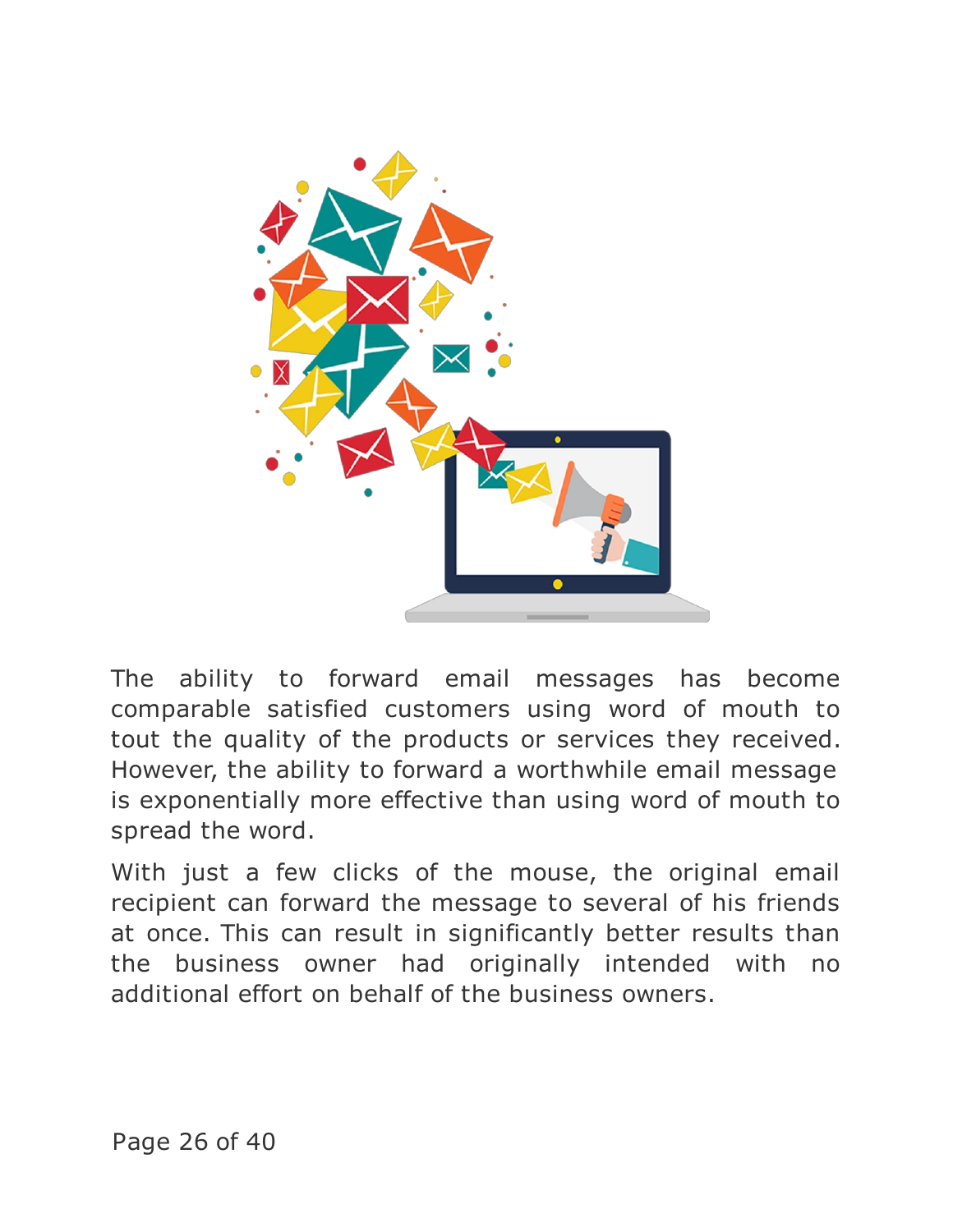The ability to forward email messages has become comparable satisfied customers using word of mouth to tout the quality of the products or services they received. However, the ability to forward a worthwhile email message is exponentially more effective than using word of mouth to spread the word.

With just a few clicks of the mouse, the original email recipient can forward the message to several of his friends at once. This can result in significantly better results than the business owner had originally intended with no additional effort on behalf of the business owners.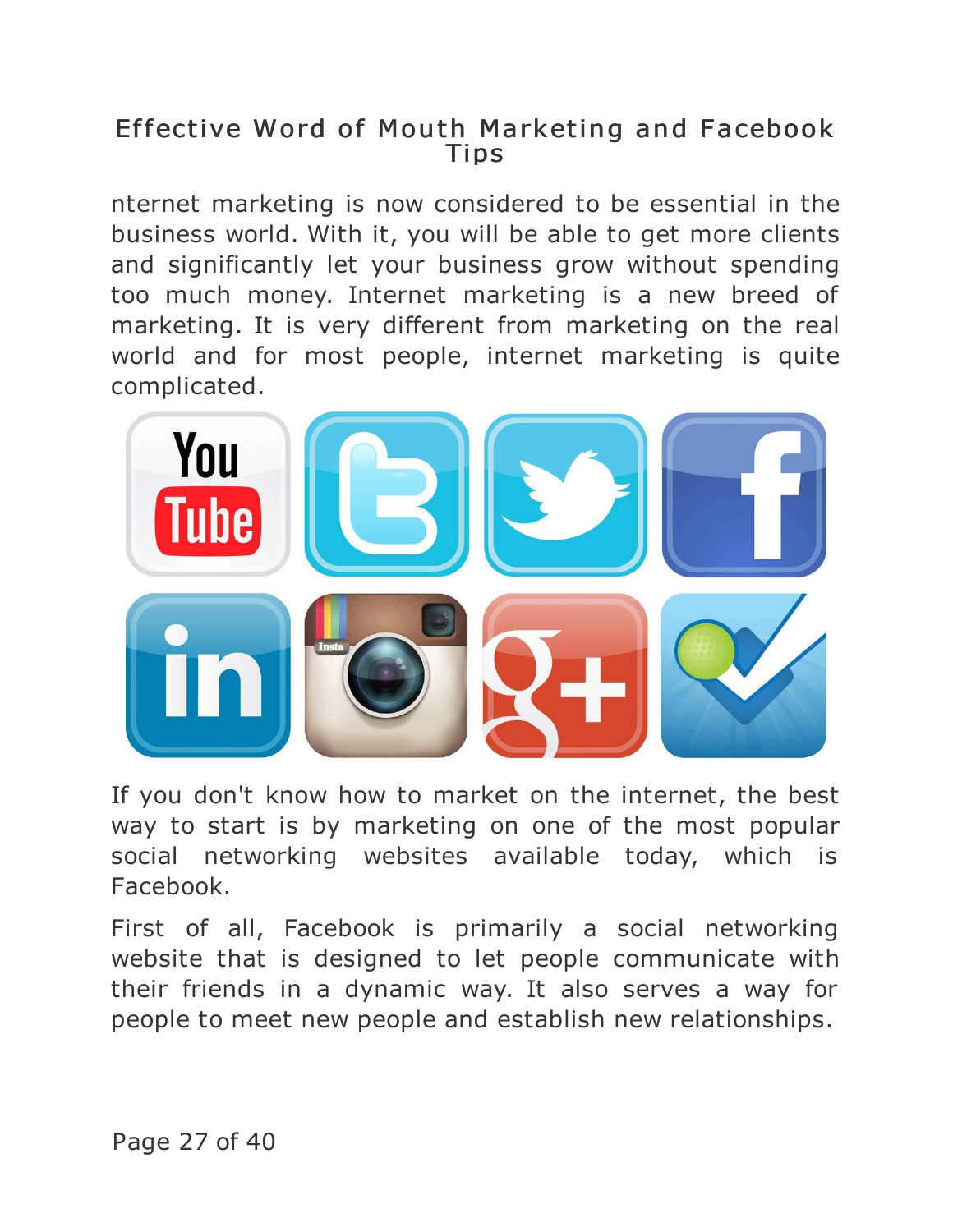# Effective Word of Mouth Marketing and Facebook Tips

nternet marketing is now considered to be essential in the business world. With it, you will be able to get more clients and significantly let your business grow without spending too much money. Internet marketing is a new breed of marketing. It is very different from marketing on the real world and for most people, internet marketing is quite complicated.

If you don't know how to market on the internet, the best way to start is by marketing on one of the most popular social networking websites available today, which is Facebook.

First of all, Facebook is primarily a social networking website that is designed to let people communicate with their friends in a dynamic way. It also serves a way for people to meet new people and establish new relationships.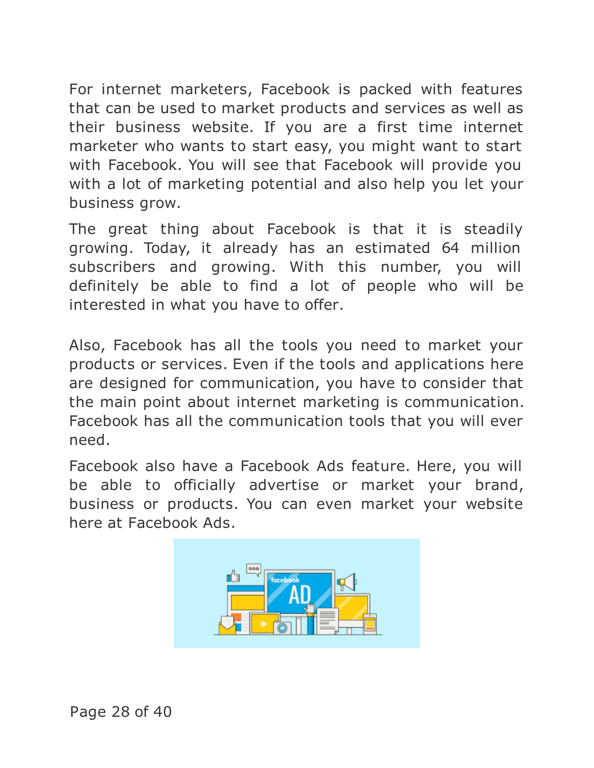For internet marketers, Facebook is packed with features that can be used to market products and services as well as their business website. If you are a first time internet marketer who wants to start easy, you might want to start with Facebook. You will see that Facebook will provide you with a lot of marketing potential and also help you let your business grow.

The great thing about Facebook is that it is steadily growing. Today, it already has an estimated 64 million subscribers and growing. With this number, you will definitely be able to find a lot of people who will be interested in what you have to offer.

Also, Facebook has all the tools you need to market your products or services. Even if the tools and applications here are designed for communication, you have to consider that the main point about internet marketing is communication. Facebook has all the communication tools that you will ever need.

Facebook also have a Facebook Ads feature. Here, you will be able to officially advertise or market your brand, business or products. You can even market your website here at Facebook Ads.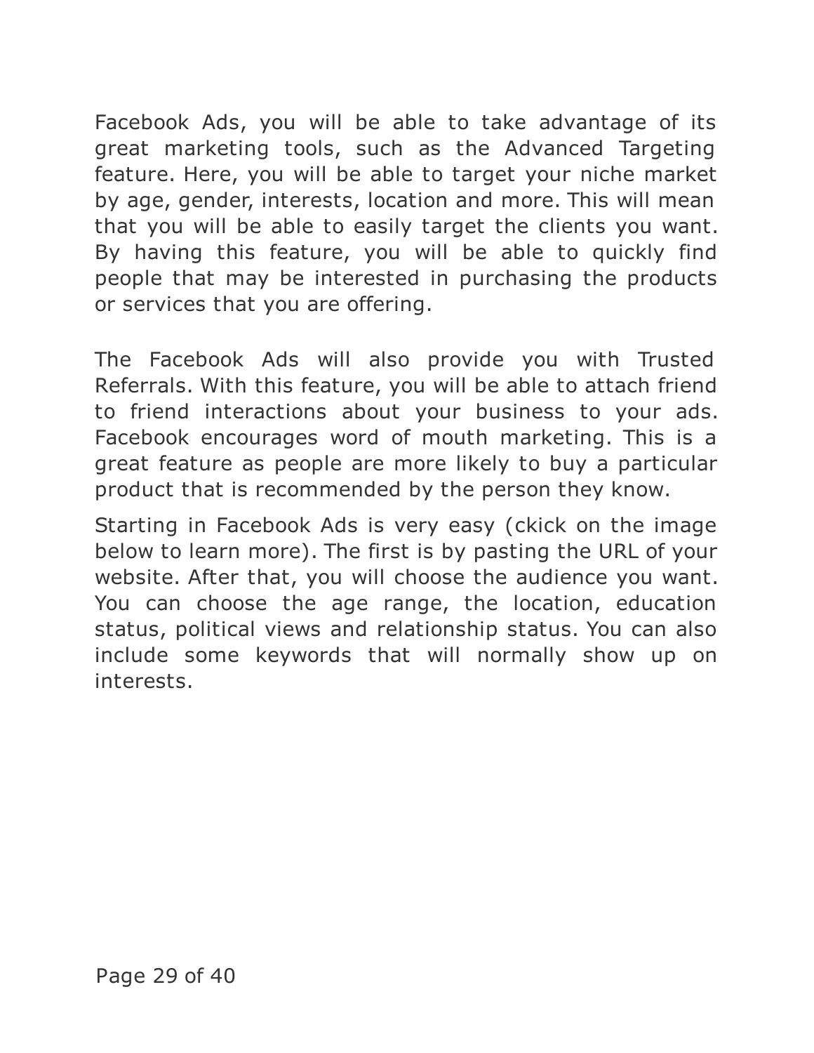Facebook Ads, you will be able to take advantage of its great marketing tools, such as the Advanced Targeting feature. Here, you will be able to target your niche market by age, gender, interests, location and more. This will mean that you will be able to easily target the clients you want. By having this feature, you will be able to quickly find people that may be interested in purchasing the products or services that you are offering.

The Facebook Ads will also provide you with Trusted Referrals. With this feature, you will be able to attach friend to friend interactions about your business to your ads. Facebook encourages word of mouth marketing. This is a great feature as people are more likely to buy a particular product that is recommended by the person they know.

Starting in Facebook Ads is very easy (ckick on the image below to learn more). The first is by pasting the URL of your website. After that, you will choose the audience you want. You can choose the age range, the location, education status, political views and relationship status. You can also include some keywords that will normally show up on interests.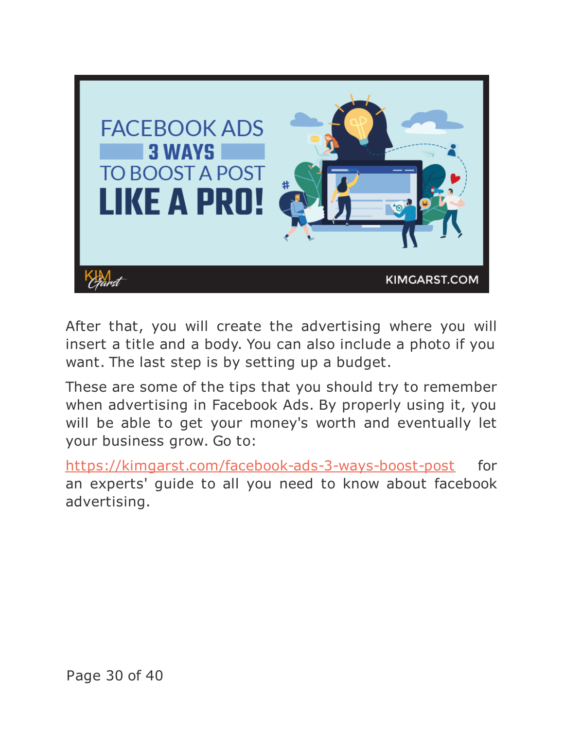After that, you will create the advertising where you will insert a title and a body. You can also include a photo if you want. The last step is by setting up a budget.

These are some of the tips that you should try to remember when advertising in Facebook Ads. By properly using it, you will be able to get your money's worth and eventually let your business grow. Go to:

https://kimgarst.com/facebook-ads-3-ways-boost-post for an experts' guide to all you need to know about facebook advertising.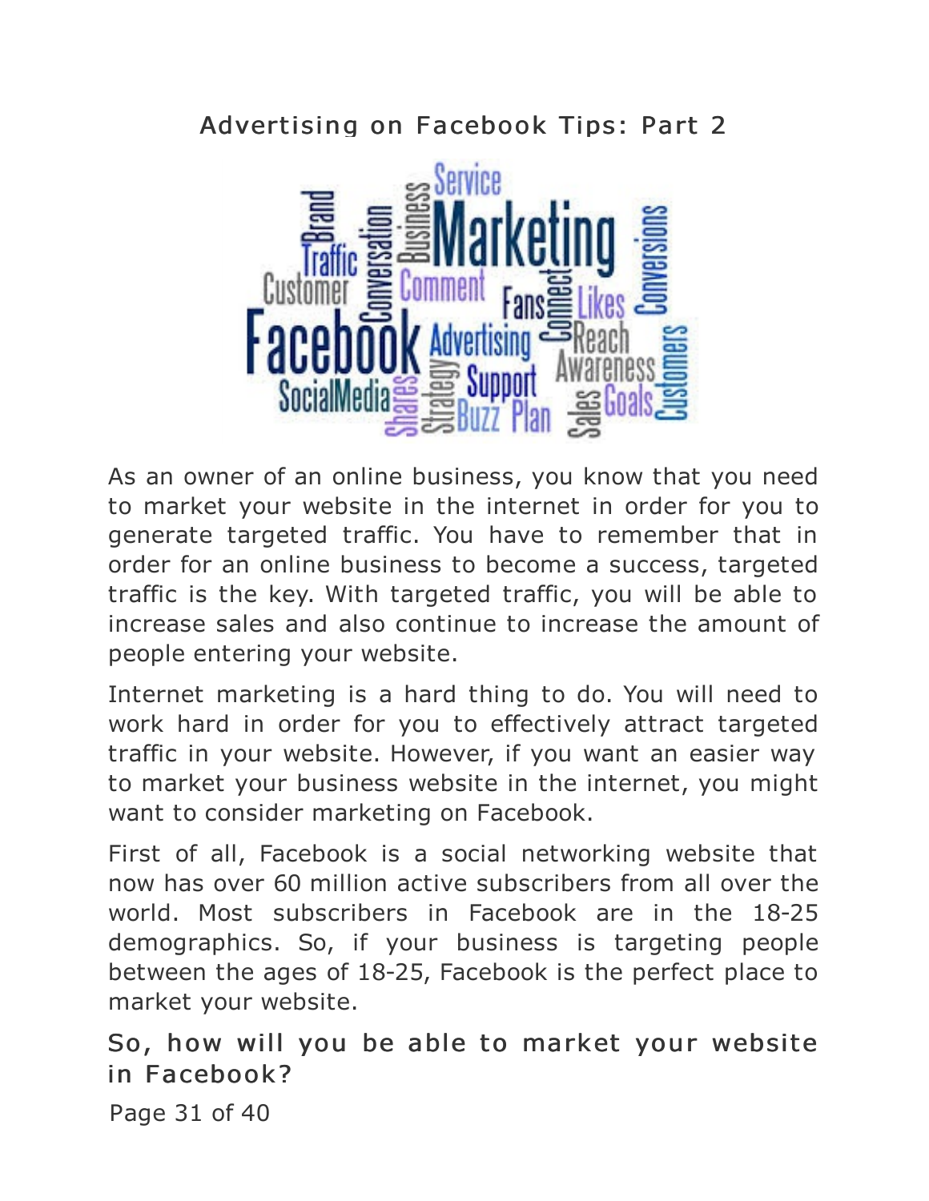## Advertising on Facebook Tips: Part 2

As an owner of an online business, you know that you need to market your website in the internet in order for you to generate targeted traffic. You have to remember that in order for an online business to become a success, targeted traffic is the key. With targeted traffic, you will be able to increase sales and also continue to increase the amount of people entering your website.

Internet marketing is a hard thing to do. You will need to work hard in order for you to effectively attract targeted traffic in your website. However, if you want an easier way to market your business website in the internet, you might want to consider marketing on Facebook.

First of all, Facebook is a social networking website that now has over 60 million active subscribers from all over the world. Most subscribers in Facebook are in the 18-25 demographics. So, if your business is targeting people between the ages of 18-25, Facebook is the perfect place to market your website.

### So, how will you be able to market your website in Facebook?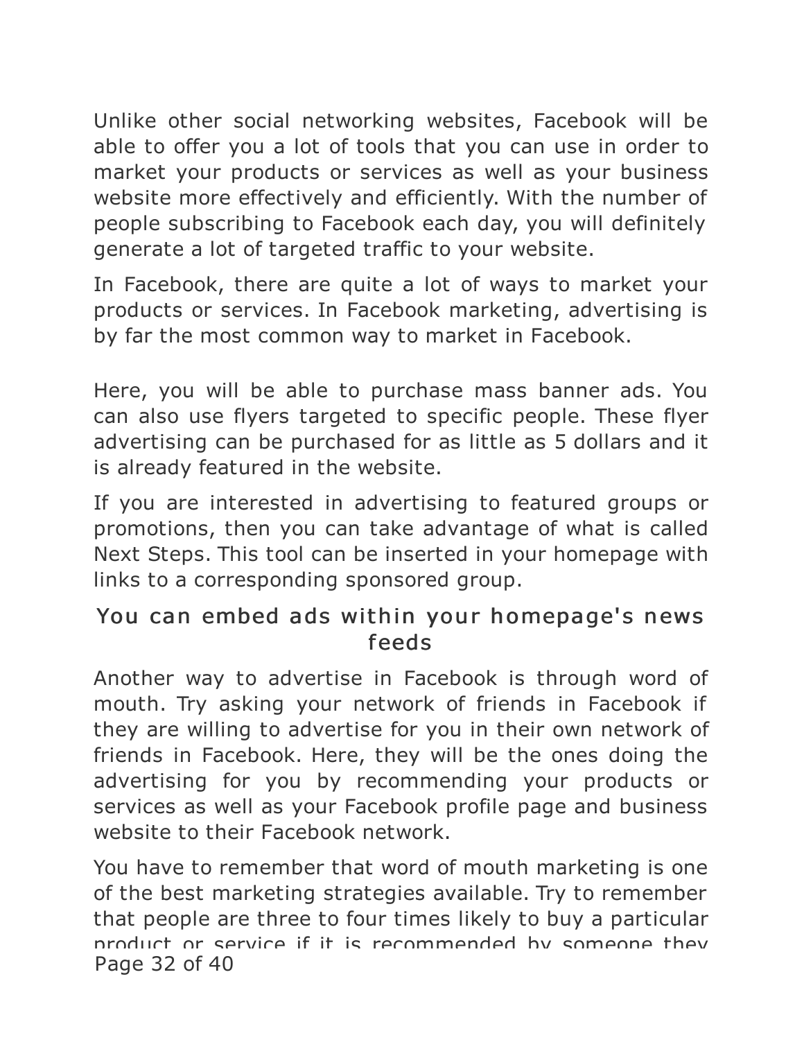Unlike other social networking websites, Facebook will be able to offer you a lot of tools that you can use in order to market your products or services as well as your business website more effectively and efficiently. With the number of people subscribing to Facebook each day, you will definitely generate a lot of targeted traffic to your website.

In Facebook, there are quite a lot of ways to market your products or services. In Facebook marketing, advertising is by far the most common way to market in Facebook.

Here, you will be able to purchase mass banner ads. You can also use flyers targeted to specific people. These flyer advertising can be purchased for as little as 5 dollars and it is already featured in the website.

If you are interested in advertising to featured groups or promotions, then you can take advantage of what is called Next Steps. This tool can be inserted in your homepage with links to a corresponding sponsored group.

### You can embed ads within your homepage's news feeds

Another way to advertise in Facebook is through word of mouth. Try asking your network of friends in Facebook if they are willing to advertise for you in their own network of friends in Facebook. Here, they will be the ones doing the advertising for you by recommending your products or services as well as your Facebook profile page and business website to their Facebook network.

You have to remember that word of mouth marketing is one of the best marketing strategies available. Try to remember that people are three to four times likely to buy a particular product or service if it is recommended by someone they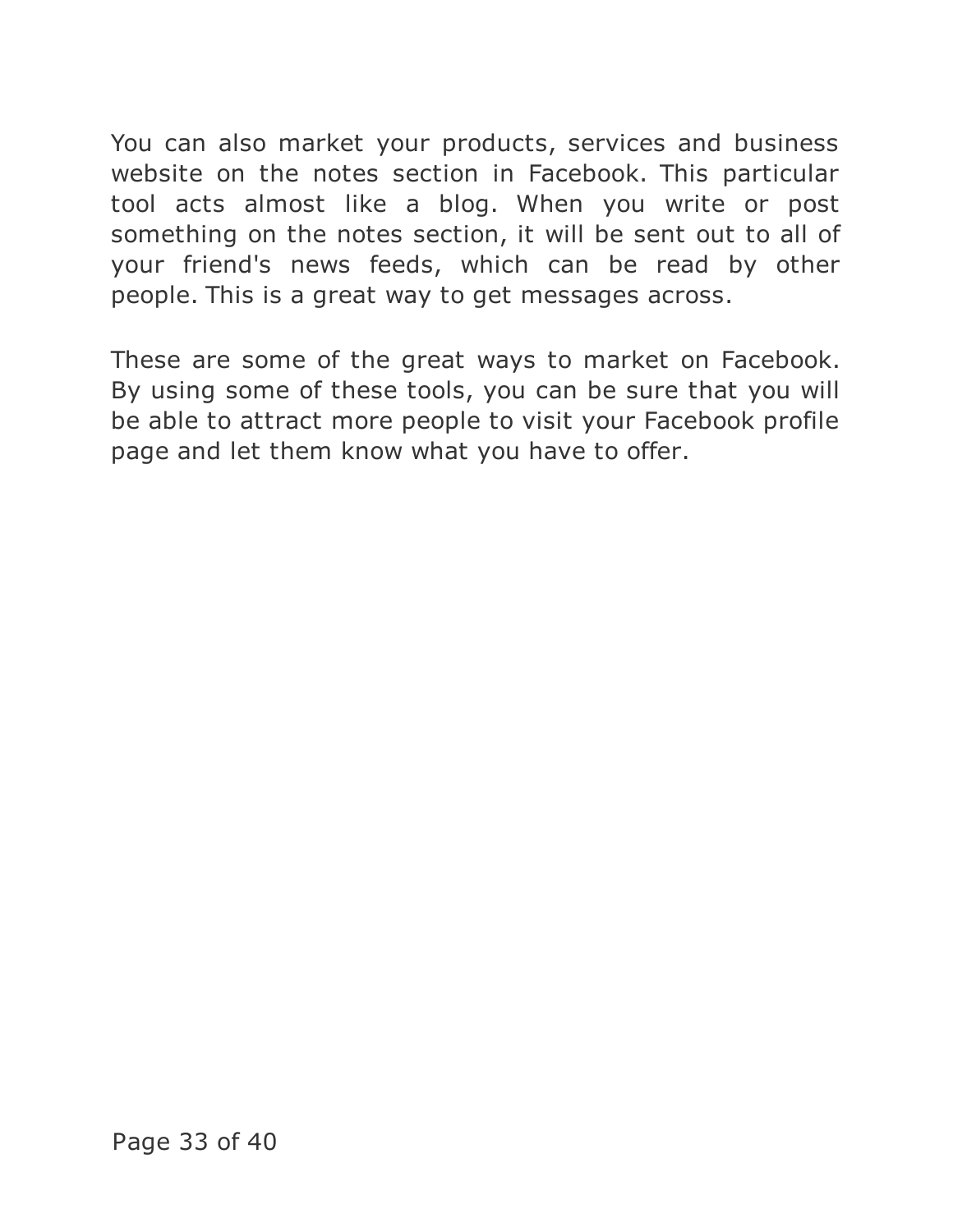You can also market your products, services and business website on the notes section in Facebook. This particular tool acts almost like a blog. When you write or post something on the notes section, it will be sent out to all of your friend's news feeds, which can be read by other people. This is a great way to get messages across.

These are some of the great ways to market on Facebook. By using some of these tools, you can be sure that you will be able to attract more people to visit your Facebook profile page and let them know what you have to offer.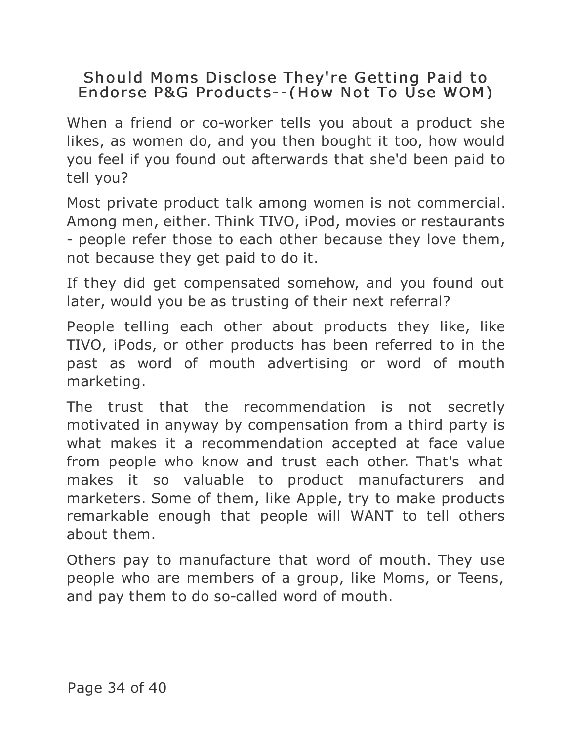## Should Moms Disclose They're Getting Paid to Endorse P&G Products--(How Not To Use WOM)

When a friend or co-worker tells you about a product she likes, as women do, and you then bought it too, how would you feel if you found out afterwards that she'd been paid to tell you?

Most private product talk among women is not commercial. Among men, either. Think TIVO, iPod, movies or restaurants - people refer those to each other because they love them, not because they get paid to do it.

If they did get compensated somehow, and you found out later, would you be as trusting of their next referral?

People telling each other about products they like, like TIVO, iPods, or other products has been referred to in the past as word of mouth advertising or word of mouth marketing.

The trust that the recommendation is not secretly motivated in anyway by compensation from a third party is what makes it a recommendation accepted at face value from people who know and trust each other. That's what makes it so valuable to product manufacturers and marketers. Some of them, like Apple, try to make products remarkable enough that people will WANT to tell others about them.

Others pay to manufacture that word of mouth. They use people who are members of a group, like Moms, or Teens, and pay them to do so-called word of mouth.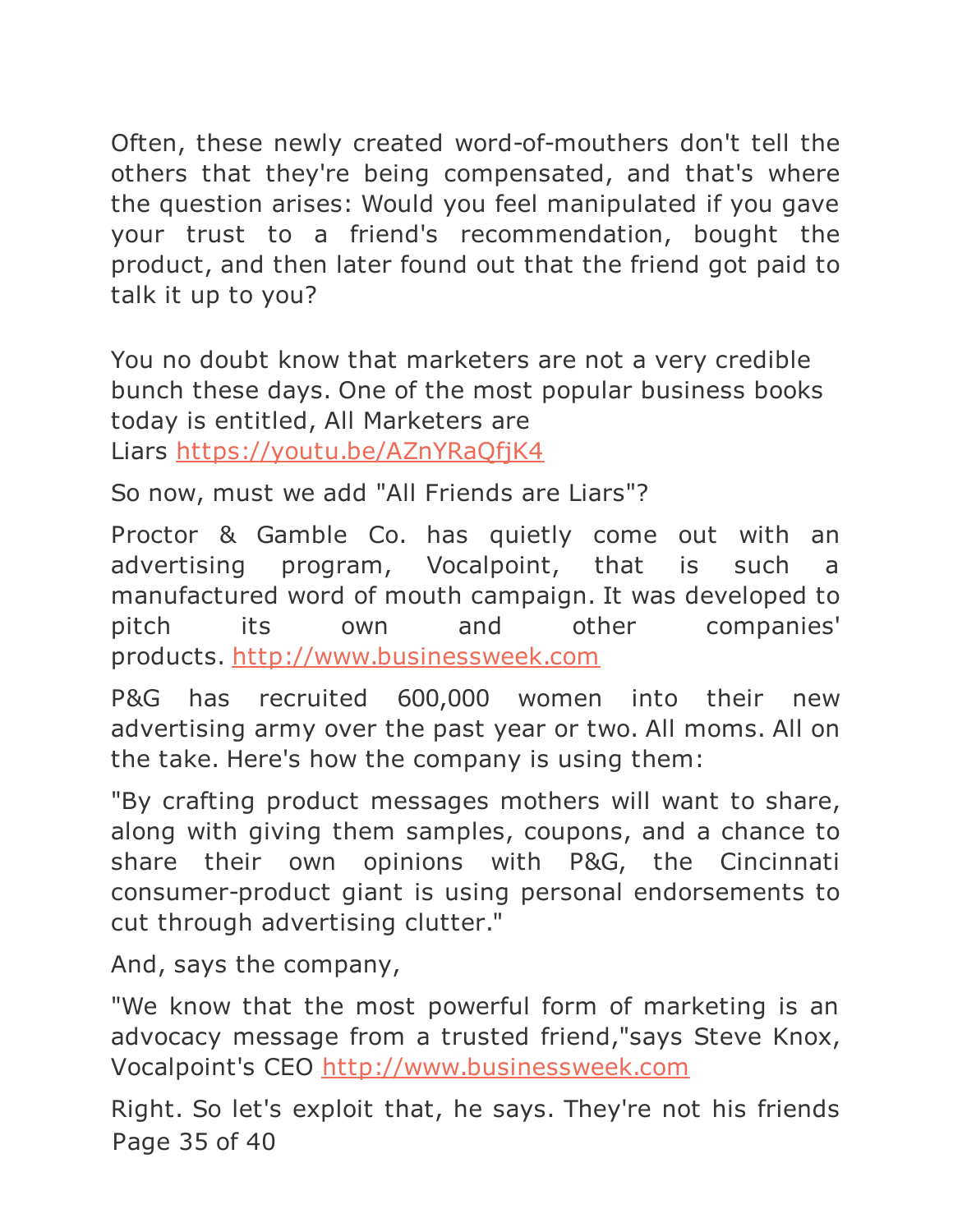Often, these newly created word-of-mouthers don't tell the others that they're being compensated, and that's where the question arises: Would you feel manipulated if you gave your trust to a friend's recommendation, bought the product, and then later found out that the friend got paid to talk it up to you?

You no doubt know that marketers are not a very credible bunch these days. One of the most popular business books today is entitled, All Marketers are Liars [https://youtu.be/AZnYRaQfjK4](https://youtu.be/AZnYRaQfjK4)

So now, must we add "All Friends are Liars"?

Proctor & Gamble Co. has quietly come out with an advertising program, Vocalpoint, that is such a manufactured word of mouth campaign. It was developed to pitch its own and other companies' products. [http://www.businessweek.com](http://www.businessweek.com)

P&G has recruited 600,000 women into their new advertising army over the past year or two. All moms. All on the take. Here's how the company is using them:

"By crafting product messages mothers will want to share, along with giving them samples, coupons, and a chance to share their own opinions with P&G, the Cincinnati consumer-product giant is using personal endorsements to cut through advertising clutter."

And, says the company,

"We know that the most powerful form of marketing is an advocacy message from a trusted friend,"says Steve Knox, Vocalpoint's CEO [http://www.businessweek.com](http://www.businessweek.com)

Right. So let's exploit that, he says. They're not his friends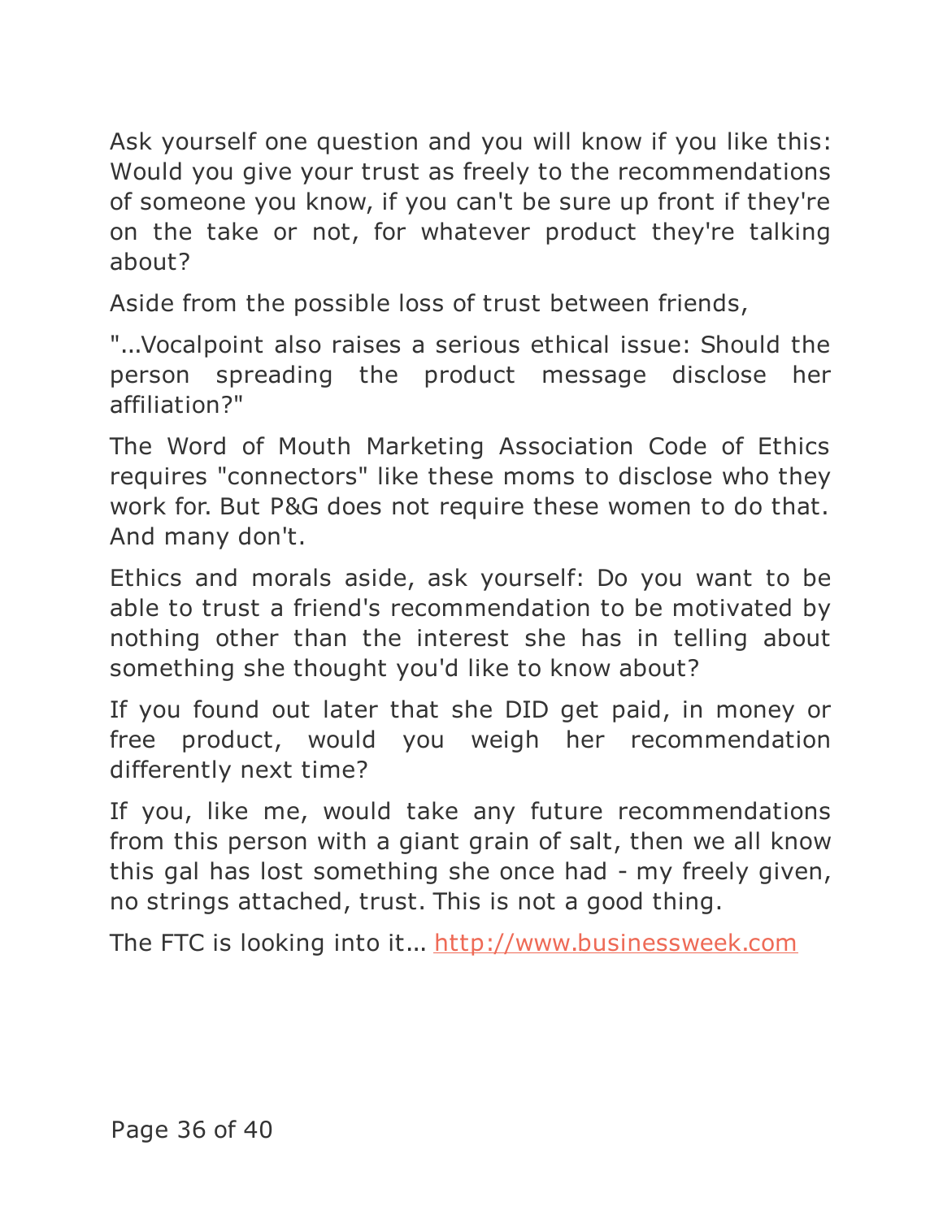Ask yourself one question and you will know if you like this: Would you give your trust as freely to the recommendations of someone you know, if you can't be sure up front if they're on the take or not, for whatever product they're talking about?

Aside from the possible loss of trust between friends,

"...Vocalpoint also raises a serious ethical issue: Should the person spreading the product message disclose her affiliation?"

The Word of Mouth Marketing Association Code of Ethics requires "connectors" like these moms to disclose who they work for. But P&G does not require these women to do that. And many don't.

Ethics and morals aside, ask yourself: Do you want to be able to trust a friend's recommendation to be motivated by nothing other than the interest she has in telling about something she thought you'd like to know about?

If you found out later that she DID get paid, in money or free product, would you weigh her recommendation differently next time?

If you, like me, would take any future recommendations from this person with a giant grain of salt, then we all know this gal has lost something she once had - my freely given, no strings attached, trust. This is not a good thing.

The FTC is looking into it... [http://www.businessweek.com](http://www.businessweek.com)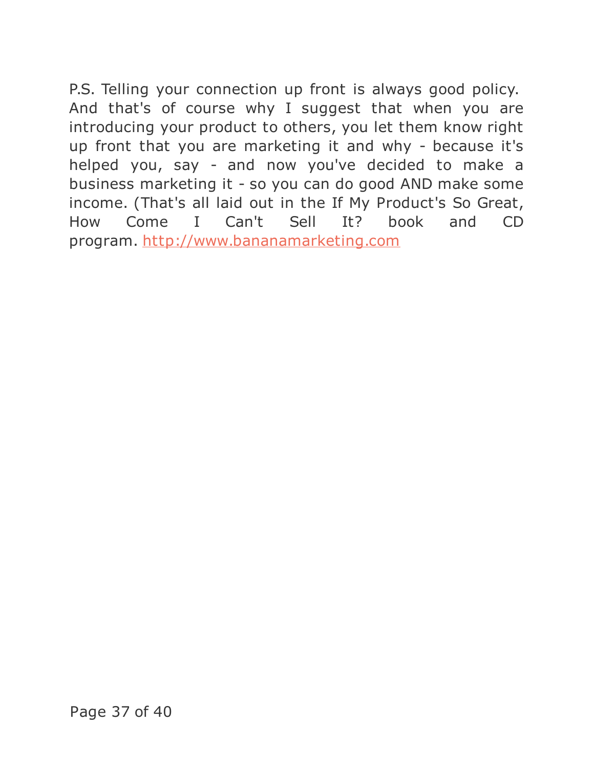P.S. Telling your connection up front is always good policy. And that's of course why I suggest that when you are introducing your product to others, you let them know right up front that you are marketing it and why - because it's helped you, say - and now you've decided to make a business marketing it - so you can do good AND make some income. (That's all laid out in the If My Product's So Great, How Come I Can't Sell It? book and CD program. http://www.bananamarketing.com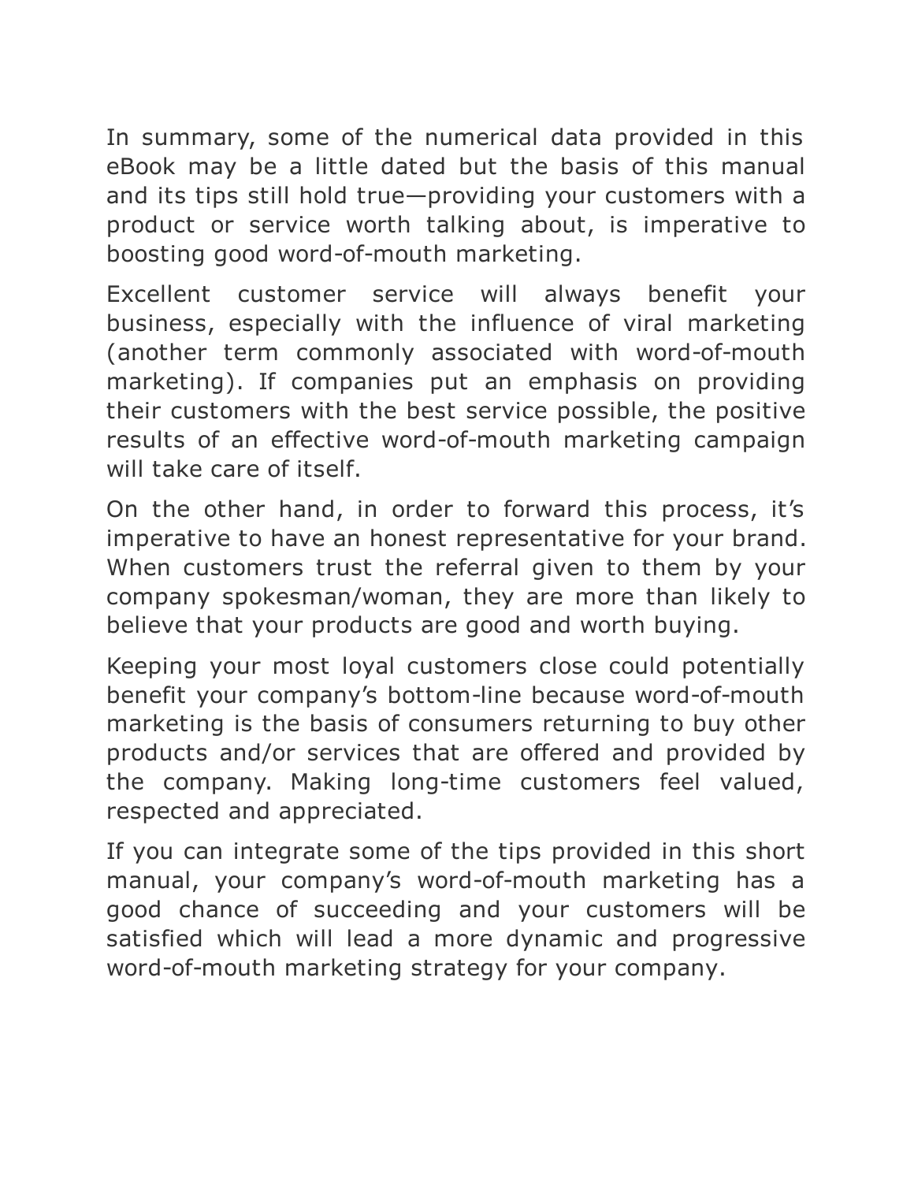In summary, some of the numerical data provided in this eBook may be a little dated but the basis of this manual and its tips still hold true—providing your customers with a product or service worth talking about, is imperative to boosting good word-of-mouth marketing.

Excellent customer service will always benefit your business, especially with the influence of viral marketing (another term commonly associated with word-of-mouth marketing). If companies put an emphasis on providing their customers with the best service possible, the positive results of an effective word-of-mouth marketing campaign will take care of itself.

On the other hand, in order to forward this process, it's imperative to have an honest representative for your brand. When customers trust the referral given to them by your company spokesman/woman, they are more than likely to believe that your products are good and worth buying.

Keeping your most loyal customers close could potentially benefit your company's bottom-line because word-of-mouth marketing is the basis of consumers returning to buy other products and/or services that are offered and provided by the company. Making long-time customers feel valued, respected and appreciated.

If you can integrate some of the tips provided in this short manual, your company's word-of-mouth marketing has a good chance of succeeding and your customers will be satisfied which will lead a more dynamic and progressive word-of-mouth marketing strategy for your company.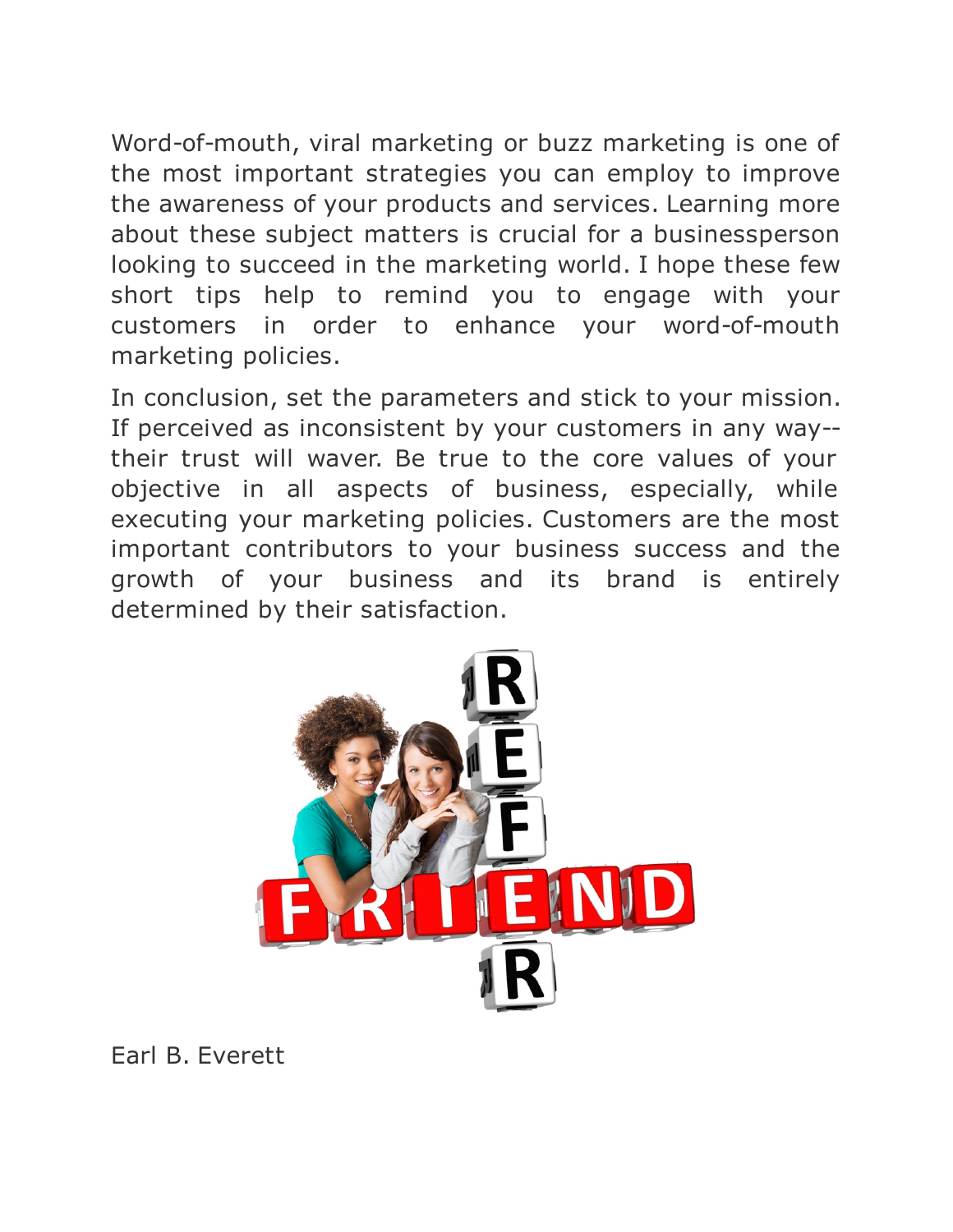Word-of-mouth, viral marketing or buzz marketing is one of the most important strategies you can employ to improve the awareness of your products and services. Learning more about these subject matters is crucial for a businessperson looking to succeed in the marketing world. I hope these few short tips help to remind you to engage with your customers in order to enhance your word-of-mouth marketing policies.

In conclusion, set the parameters and stick to your mission. If perceived as inconsistent by your customers in any way--their trust will waver. Be true to the core values of your objective in all aspects of business, especially, while executing your marketing policies. Customers are the most important contributors to your business success and the growth of your business and its brand is entirely determined by their satisfaction.

Earl B. Everett